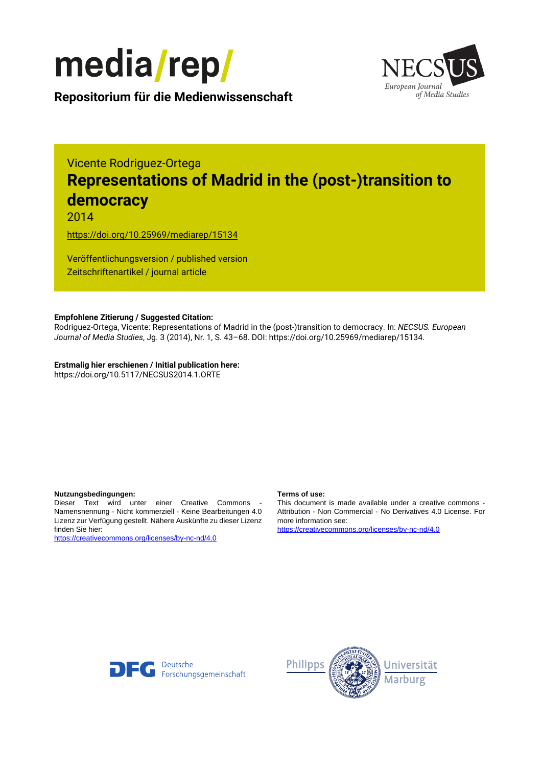media/rep/

**Repositorium für die Medienwissenschaft**

NECSUS European Journal of Media Studies

Vicente Rodriguez-Ortega

# Representations of Madrid in the (post-)transition to democracy

2014

https://doi.org/10.25969/mediarep/15134

Veröffentlichungsversion / published version
Zeitschriftenartikel / journal article

**Empfohlene Zitierung / Suggested Citation:**
Rodriguez-Ortega, Vicente: Representations of Madrid in the (post-)transition to democracy. In: *NECSUS. European Journal of Media Studies*, Jg. 3 (2014), Nr. 1, S. 43–68. DOI: https://doi.org/10.25969/mediarep/15134.

**Erstmalig hier erschienen / Initial publication here:**
https://doi.org/10.5117/NECSUS2014.1.ORTE

**Nutzungsbedingungen:**
Dieser Text wird unter einer Creative Commons - Namensnennung - Nicht kommerziell - Keine Bearbeitungen 4.0 Lizenz zur Verfügung gestellt. Nähere Auskünfte zu dieser Lizenz finden Sie hier:
https://creativecommons.org/licenses/by-nc-nd/4.0

**Terms of use:**
This document is made available under a creative commons - Attribution - Non Commercial - No Derivatives 4.0 License. For more information see:
https://creativecommons.org/licenses/by-nc-nd/4.0

DFG Deutsche Forschungsgemeinschaft

Philipps Universität Marburg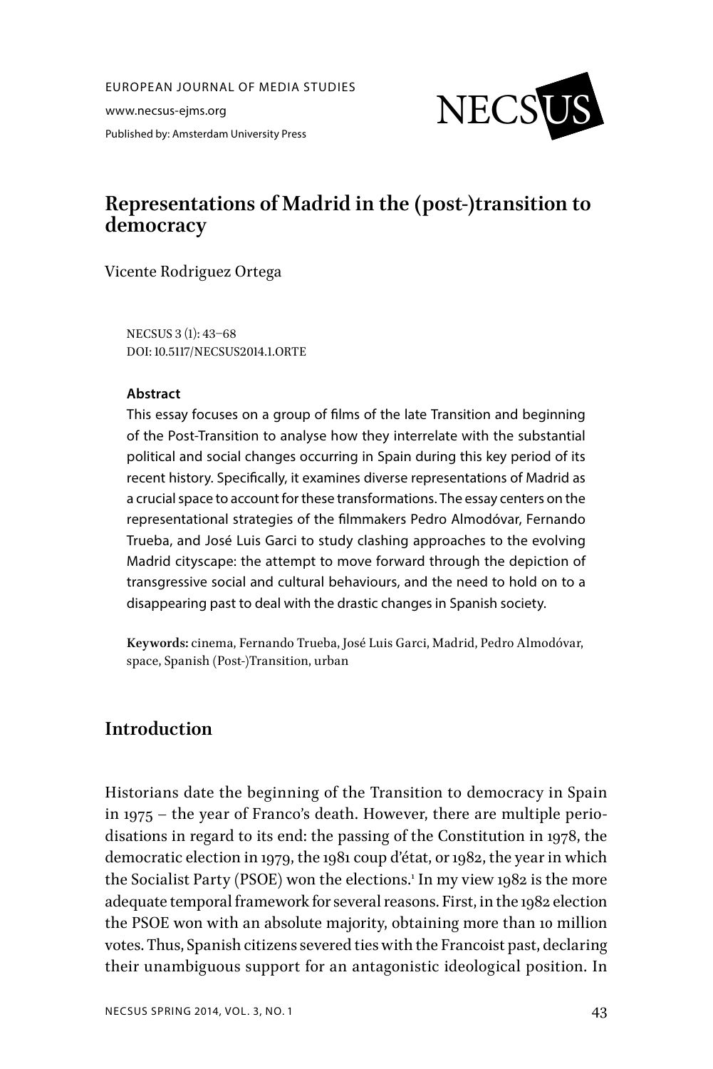EUROPEAN JOURNAL OF MEDIA STUDIES

www.necsus-ejms.org

Published by: Amsterdam University Press

# Representations of Madrid in the (post-)transition to democracy

Vicente Rodriguez Ortega

NECSUS 3 (1): 43–68
DOI: 10.5117/NECSUS2014.1.ORTE

**Abstract**

This essay focuses on a group of films of the late Transition and beginning of the Post-Transition to analyse how they interrelate with the substantial political and social changes occurring in Spain during this key period of its recent history. Specifically, it examines diverse representations of Madrid as a crucial space to account for these transformations. The essay centers on the representational strategies of the filmmakers Pedro Almodóvar, Fernando Trueba, and José Luis Garci to study clashing approaches to the evolving Madrid cityscape: the attempt to move forward through the depiction of transgressive social and cultural behaviours, and the need to hold on to a disappearing past to deal with the drastic changes in Spanish society.

**Keywords:** cinema, Fernando Trueba, José Luis Garci, Madrid, Pedro Almodóvar, space, Spanish (Post-)Transition, urban

## Introduction

Historians date the beginning of the Transition to democracy in Spain in 1975 – the year of Franco's death. However, there are multiple periodisations in regard to its end: the passing of the Constitution in 1978, the democratic election in 1979, the 1981 coup d'état, or 1982, the year in which the Socialist Party (PSOE) won the elections.[1] In my view 1982 is the more adequate temporal framework for several reasons. First, in the 1982 election the PSOE won with an absolute majority, obtaining more than 10 million votes. Thus, Spanish citizens severed ties with the Francoist past, declaring their unambiguous support for an antagonistic ideological position. In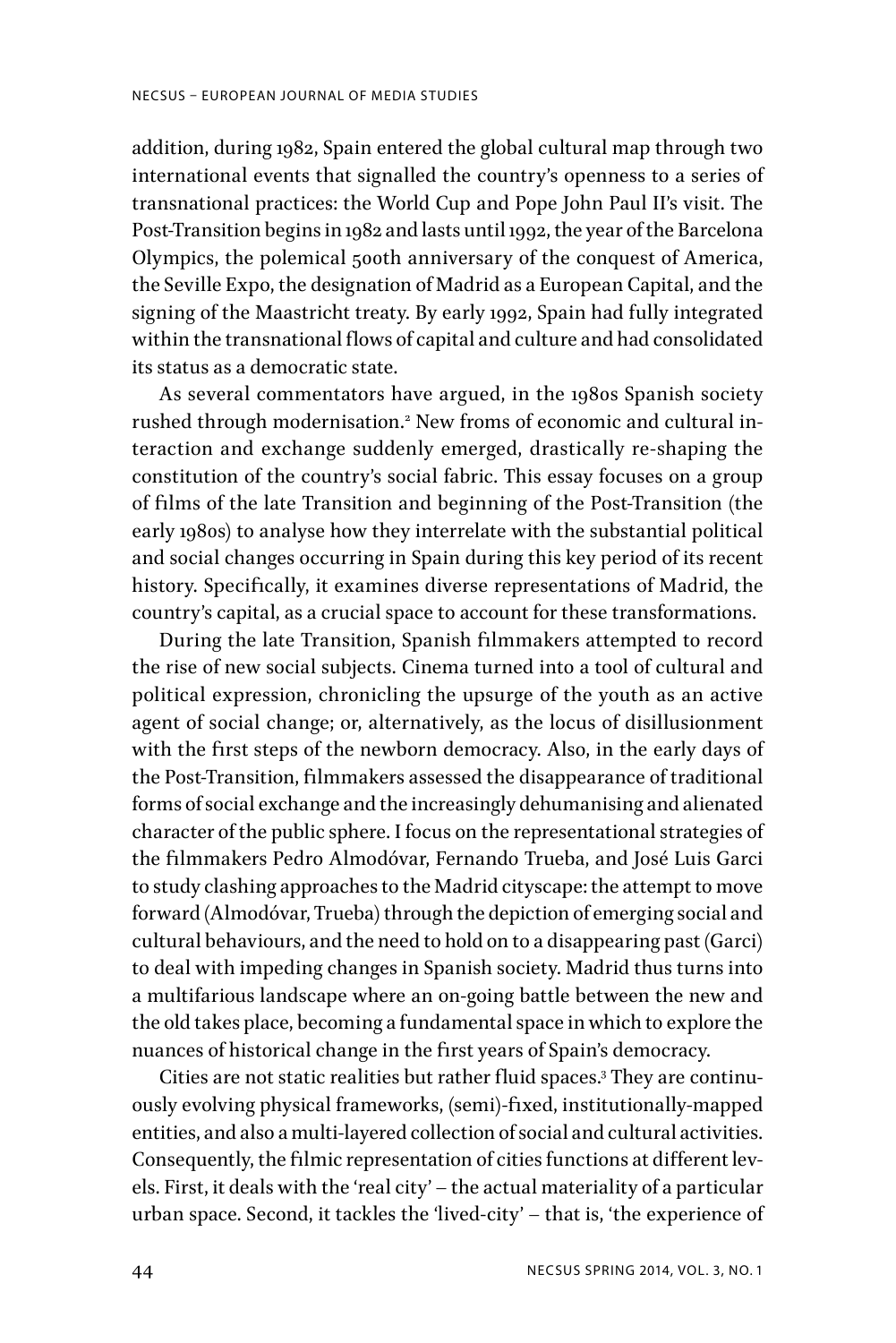addition, during 1982, Spain entered the global cultural map through two international events that signalled the country's openness to a series of transnational practices: the World Cup and Pope John Paul II's visit. The Post-Transition begins in 1982 and lasts until 1992, the year of the Barcelona Olympics, the polemical 500th anniversary of the conquest of America, the Seville Expo, the designation of Madrid as a European Capital, and the signing of the Maastricht treaty. By early 1992, Spain had fully integrated within the transnational flows of capital and culture and had consolidated its status as a democratic state.

As several commentators have argued, in the 1980s Spanish society rushed through modernisation.[2] New froms of economic and cultural interaction and exchange suddenly emerged, drastically re-shaping the constitution of the country's social fabric. This essay focuses on a group of films of the late Transition and beginning of the Post-Transition (the early 1980s) to analyse how they interrelate with the substantial political and social changes occurring in Spain during this key period of its recent history. Specifically, it examines diverse representations of Madrid, the country's capital, as a crucial space to account for these transformations.

During the late Transition, Spanish filmmakers attempted to record the rise of new social subjects. Cinema turned into a tool of cultural and political expression, chronicling the upsurge of the youth as an active agent of social change; or, alternatively, as the locus of disillusionment with the first steps of the newborn democracy. Also, in the early days of the Post-Transition, filmmakers assessed the disappearance of traditional forms of social exchange and the increasingly dehumanising and alienated character of the public sphere. I focus on the representational strategies of the filmmakers Pedro Almodóvar, Fernando Trueba, and José Luis Garci to study clashing approaches to the Madrid cityscape: the attempt to move forward (Almodóvar, Trueba) through the depiction of emerging social and cultural behaviours, and the need to hold on to a disappearing past (Garci) to deal with impeding changes in Spanish society. Madrid thus turns into a multifarious landscape where an on-going battle between the new and the old takes place, becoming a fundamental space in which to explore the nuances of historical change in the first years of Spain's democracy.

Cities are not static realities but rather fluid spaces.[3] They are continuously evolving physical frameworks, (semi)-fixed, institutionally-mapped entities, and also a multi-layered collection of social and cultural activities. Consequently, the filmic representation of cities functions at different levels. First, it deals with the 'real city' – the actual materiality of a particular urban space. Second, it tackles the 'lived-city' – that is, 'the experience of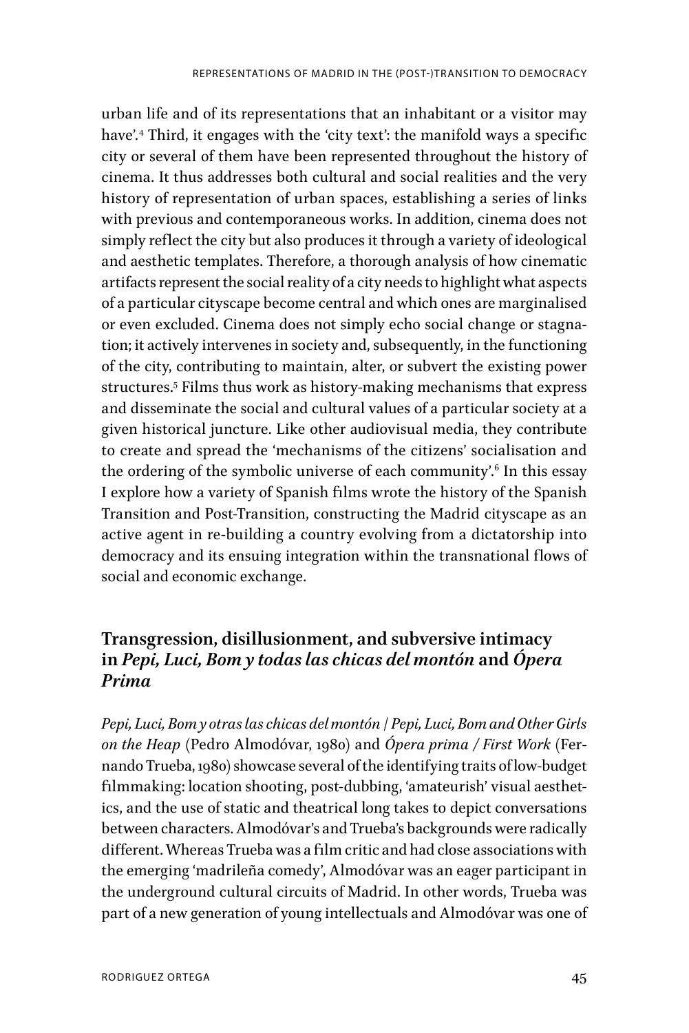urban life and of its representations that an inhabitant or a visitor may have'.[4] Third, it engages with the 'city text': the manifold ways a specific city or several of them have been represented throughout the history of cinema. It thus addresses both cultural and social realities and the very history of representation of urban spaces, establishing a series of links with previous and contemporaneous works. In addition, cinema does not simply reflect the city but also produces it through a variety of ideological and aesthetic templates. Therefore, a thorough analysis of how cinematic artifacts represent the social reality of a city needs to highlight what aspects of a particular cityscape become central and which ones are marginalised or even excluded. Cinema does not simply echo social change or stagnation; it actively intervenes in society and, subsequently, in the functioning of the city, contributing to maintain, alter, or subvert the existing power structures.[5] Films thus work as history-making mechanisms that express and disseminate the social and cultural values of a particular society at a given historical juncture. Like other audiovisual media, they contribute to create and spread the 'mechanisms of the citizens' socialisation and the ordering of the symbolic universe of each community'.[6] In this essay I explore how a variety of Spanish films wrote the history of the Spanish Transition and Post-Transition, constructing the Madrid cityscape as an active agent in re-building a country evolving from a dictatorship into democracy and its ensuing integration within the transnational flows of social and economic exchange.

## Transgression, disillusionment, and subversive intimacy in *Pepi, Luci, Bom y todas las chicas del montón* and *Ópera Prima*

*Pepi, Luci, Bom y otras las chicas del montón / Pepi, Luci, Bom and Other Girls on the Heap* (Pedro Almodóvar, 1980) and *Ópera prima / First Work* (Fernando Trueba, 1980) showcase several of the identifying traits of low-budget filmmaking: location shooting, post-dubbing, 'amateurish' visual aesthetics, and the use of static and theatrical long takes to depict conversations between characters. Almodóvar's and Trueba's backgrounds were radically different. Whereas Trueba was a film critic and had close associations with the emerging 'madrileña comedy', Almodóvar was an eager participant in the underground cultural circuits of Madrid. In other words, Trueba was part of a new generation of young intellectuals and Almodóvar was one of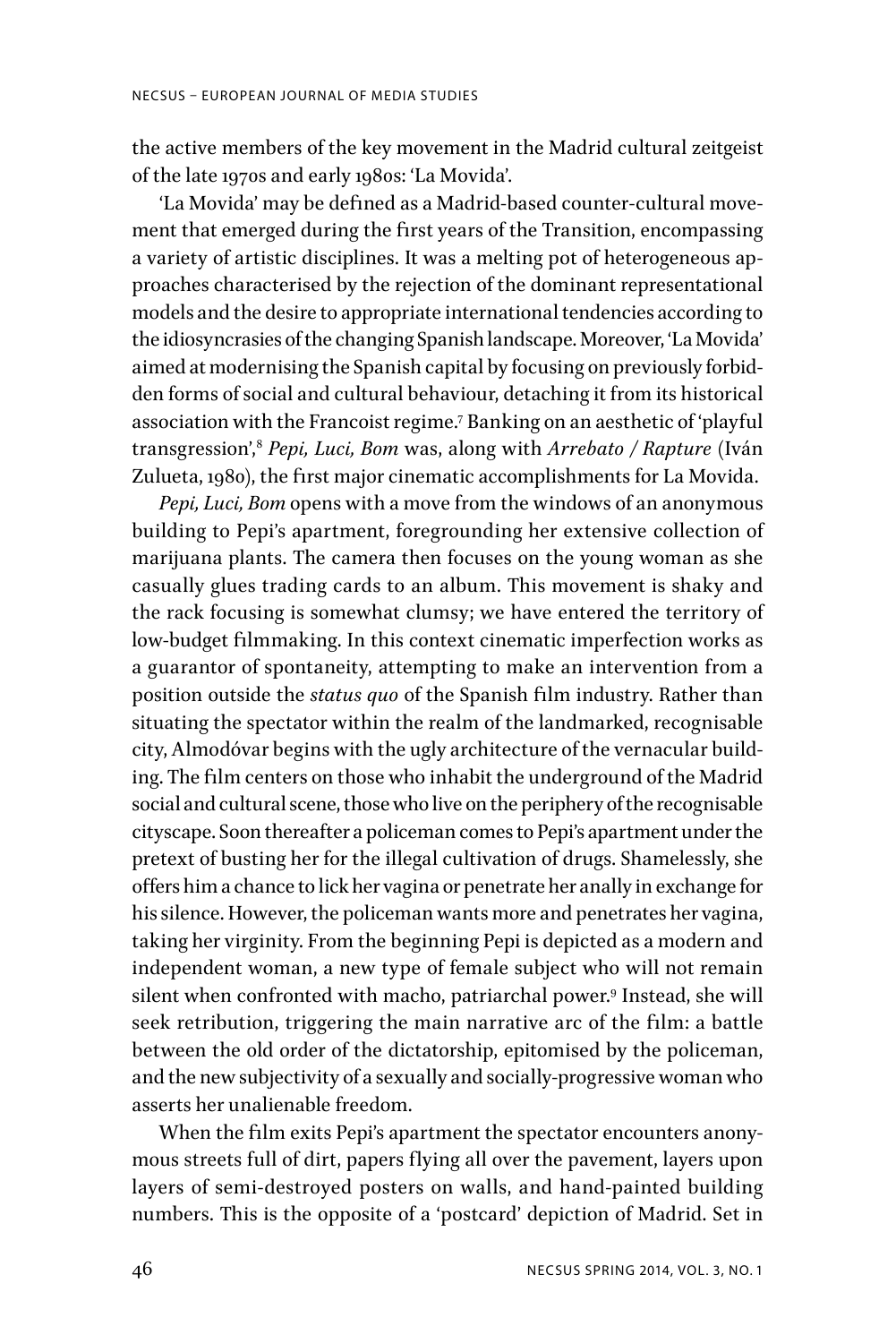the active members of the key movement in the Madrid cultural zeitgeist of the late 1970s and early 1980s: 'La Movida'.

'La Movida' may be defined as a Madrid-based counter-cultural movement that emerged during the first years of the Transition, encompassing a variety of artistic disciplines. It was a melting pot of heterogeneous approaches characterised by the rejection of the dominant representational models and the desire to appropriate international tendencies according to the idiosyncracies of the changing Spanish landscape. Moreover, 'La Movida' aimed at modernising the Spanish capital by focusing on previously forbidden forms of social and cultural behaviour, detaching it from its historical association with the Francoist regime.[7] Banking on an aesthetic of 'playful transgression',[8] *Pepi, Luci, Bom* was, along with *Arrebato / Rapture* (Iván Zulueta, 1980), the first major cinematic accomplishments for La Movida.

*Pepi, Luci, Bom* opens with a move from the windows of an anonymous building to Pepi's apartment, foregrounding her extensive collection of marijuana plants. The camera then focuses on the young woman as she casually glues trading cards to an album. This movement is shaky and the rack focusing is somewhat clumsy; we have entered the territory of low-budget filmmaking. In this context cinematic imperfection works as a guarantor of spontaneity, attempting to make an intervention from a position outside the *status quo* of the Spanish film industry. Rather than situating the spectator within the realm of the landmarked, recognisable city, Almodóvar begins with the ugly architecture of the vernacular building. The film centers on those who inhabit the underground of the Madrid social and cultural scene, those who live on the periphery of the recognisable cityscape. Soon thereafter a policeman comes to Pepi's apartment under the pretext of busting her for the illegal cultivation of drugs. Shamelessly, she offers him a chance to lick her vagina or penetrate her anally in exchange for his silence. However, the policeman wants more and penetrates her vagina, taking her virginity. From the beginning Pepi is depicted as a modern and independent woman, a new type of female subject who will not remain silent when confronted with macho, patriarchal power.[9] Instead, she will seek retribution, triggering the main narrative arc of the film: a battle between the old order of the dictatorship, epitomised by the policeman, and the new subjectivity of a sexually and socially-progressive woman who asserts her unalienable freedom.

When the film exits Pepi's apartment the spectator encounters anonymous streets full of dirt, papers flying all over the pavement, layers upon layers of semi-destroyed posters on walls, and hand-painted building numbers. This is the opposite of a 'postcard' depiction of Madrid. Set in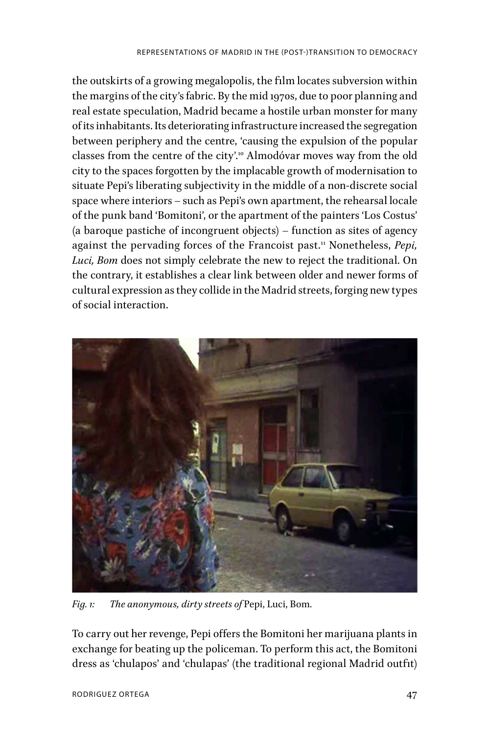the outskirts of a growing megalopolis, the film locates subversion within the margins of the city's fabric. By the mid 1970s, due to poor planning and real estate speculation, Madrid became a hostile urban monster for many of its inhabitants. Its deteriorating infrastructure increased the segregation between periphery and the centre, 'causing the expulsion of the popular classes from the centre of the city'.[10] Almodóvar moves way from the old city to the spaces forgotten by the implacable growth of modernisation to situate Pepi's liberating subjectivity in the middle of a non-discrete social space where interiors – such as Pepi's own apartment, the rehearsal locale of the punk band 'Bomitoni', or the apartment of the painters 'Los Costus' (a baroque pastiche of incongruent objects) – function as sites of agency against the pervading forces of the Francoist past.[11] Nonetheless, *Pepi, Luci, Bom* does not simply celebrate the new to reject the traditional. On the contrary, it establishes a clear link between older and newer forms of cultural expression as they collide in the Madrid streets, forging new types of social interaction.

*Fig. 1: The anonymous, dirty streets of* Pepi, Luci, Bom.

To carry out her revenge, Pepi offers the Bomitoni her marijuana plants in exchange for beating up the policeman. To perform this act, the Bomitoni dress as 'chulapos' and 'chulapas' (the traditional regional Madrid outfit)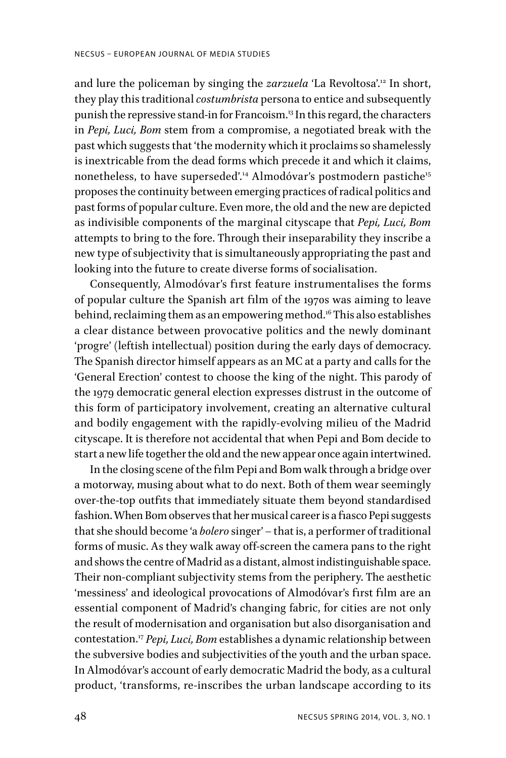and lure the policeman by singing the *zarzuela* 'La Revoltosa'.[12] In short, they play this traditional *costumbrista* persona to entice and subsequently punish the repressive stand-in for Francoism.[13] In this regard, the characters in *Pepi, Luci, Bom* stem from a compromise, a negotiated break with the past which suggests that 'the modernity which it proclaims so shamelessly is inextricable from the dead forms which precede it and which it claims, nonetheless, to have superseded'.[14] Almodóvar's postmodern pastiche[15] proposes the continuity between emerging practices of radical politics and past forms of popular culture. Even more, the old and the new are depicted as indivisible components of the marginal cityscape that *Pepi, Luci, Bom* attempts to bring to the fore. Through their inseparability they inscribe a new type of subjectivity that is simultaneously appropriating the past and looking into the future to create diverse forms of socialisation.

Consequently, Almodóvar's first feature instrumentalises the forms of popular culture the Spanish art film of the 1970s was aiming to leave behind, reclaiming them as an empowering method.[16] This also establishes a clear distance between provocative politics and the newly dominant 'progre' (leftish intellectual) position during the early days of democracy. The Spanish director himself appears as an MC at a party and calls for the 'General Erection' contest to choose the king of the night. This parody of the 1979 democratic general election expresses distrust in the outcome of this form of participatory involvement, creating an alternative cultural and bodily engagement with the rapidly-evolving milieu of the Madrid cityscape. It is therefore not accidental that when Pepi and Bom decide to start a new life together the old and the new appear once again intertwined.

In the closing scene of the film Pepi and Bom walk through a bridge over a motorway, musing about what to do next. Both of them wear seemingly over-the-top outfits that immediately situate them beyond standardised fashion. When Bom observes that her musical career is a fiasco Pepi suggests that she should become 'a *bolero* singer' – that is, a performer of traditional forms of music. As they walk away off-screen the camera pans to the right and shows the centre of Madrid as a distant, almost indistinguishable space. Their non-compliant subjectivity stems from the periphery. The aesthetic 'messiness' and ideological provocations of Almodóvar's first film are an essential component of Madrid's changing fabric, for cities are not only the result of modernisation and organisation but also disorganisation and contestation.[17] *Pepi, Luci, Bom* establishes a dynamic relationship between the subversive bodies and subjectivities of the youth and the urban space. In Almodóvar's account of early democratic Madrid the body, as a cultural product, 'transforms, re-inscribes the urban landscape according to its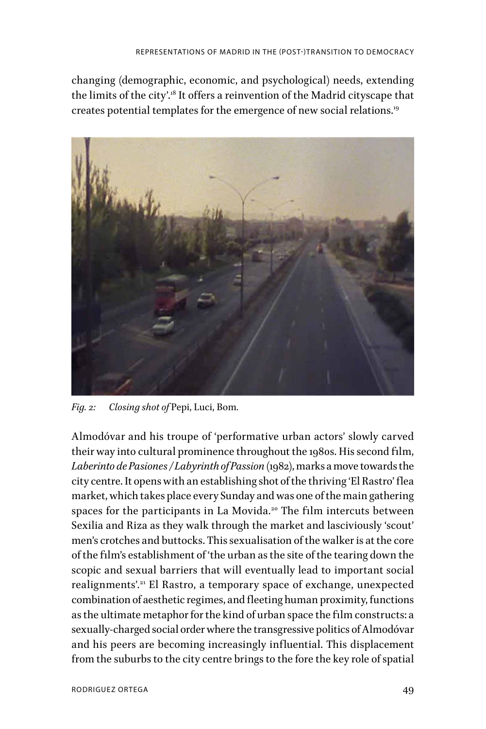changing (demographic, economic, and psychological) needs, extending the limits of the city'.[18] It offers a reinvention of the Madrid cityscape that creates potential templates for the emergence of new social relations.[19]

*Fig. 2: Closing shot of* Pepi, Luci, Bom.

Almodóvar and his troupe of 'performative urban actors' slowly carved their way into cultural prominence throughout the 1980s. His second film, *Laberinto de Pasiones / Labyrinth of Passion* (1982), marks a move towards the city centre. It opens with an establishing shot of the thriving 'El Rastro' flea market, which takes place every Sunday and was one of the main gathering spaces for the participants in La Movida.[20] The film intercuts between Sexilia and Riza as they walk through the market and lasciviously 'scout' men's crotches and buttocks. This sexualisation of the walker is at the core of the film's establishment of 'the urban as the site of the tearing down the scopic and sexual barriers that will eventually lead to important social realignments'.[21] El Rastro, a temporary space of exchange, unexpected combination of aesthetic regimes, and fleeting human proximity, functions as the ultimate metaphor for the kind of urban space the film constructs: a sexually-charged social order where the transgressive politics of Almodóvar and his peers are becoming increasingly influential. This displacement from the suburbs to the city centre brings to the fore the key role of spatial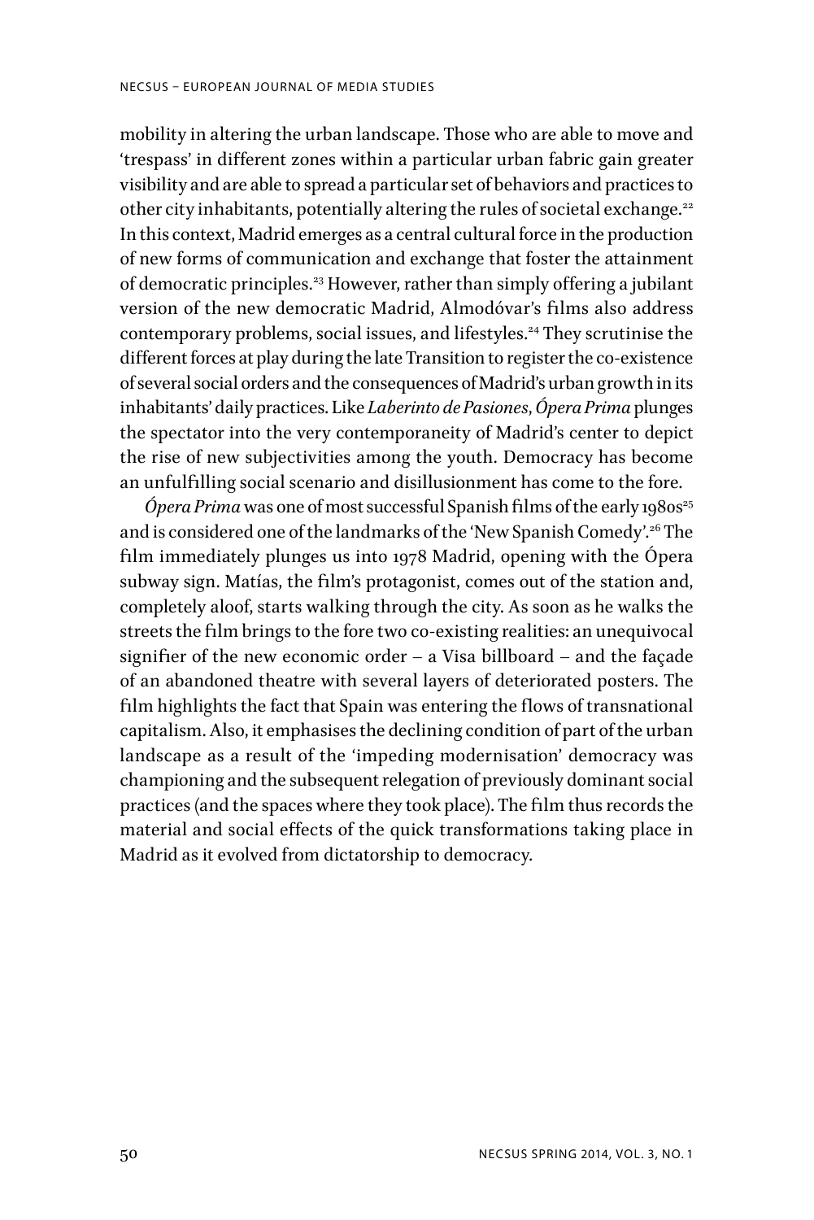mobility in altering the urban landscape. Those who are able to move and 'trespass' in different zones within a particular urban fabric gain greater visibility and are able to spread a particular set of behaviors and practices to other city inhabitants, potentially altering the rules of societal exchange.[22] In this context, Madrid emerges as a central cultural force in the production of new forms of communication and exchange that foster the attainment of democratic principles.[23] However, rather than simply offering a jubilant version of the new democratic Madrid, Almodóvar's films also address contemporary problems, social issues, and lifestyles.[24] They scrutinise the different forces at play during the late Transition to register the co-existence of several social orders and the consequences of Madrid's urban growth in its inhabitants' daily practices. Like *Laberinto de Pasiones*, *Ópera Prima* plunges the spectator into the very contemporaneity of Madrid's center to depict the rise of new subjectivities among the youth. Democracy has become an unfulfilling social scenario and disillusionment has come to the fore.

*Ópera Prima* was one of most successful Spanish films of the early 1980s[25] and is considered one of the landmarks of the 'New Spanish Comedy'.[26] The film immediately plunges us into 1978 Madrid, opening with the Ópera subway sign. Matías, the film's protagonist, comes out of the station and, completely aloof, starts walking through the city. As soon as he walks the streets the film brings to the fore two co-existing realities: an unequivocal signifier of the new economic order – a Visa billboard – and the façade of an abandoned theatre with several layers of deteriorated posters. The film highlights the fact that Spain was entering the flows of transnational capitalism. Also, it emphasises the declining condition of part of the urban landscape as a result of the 'impeding modernisation' democracy was championing and the subsequent relegation of previously dominant social practices (and the spaces where they took place). The film thus records the material and social effects of the quick transformations taking place in Madrid as it evolved from dictatorship to democracy.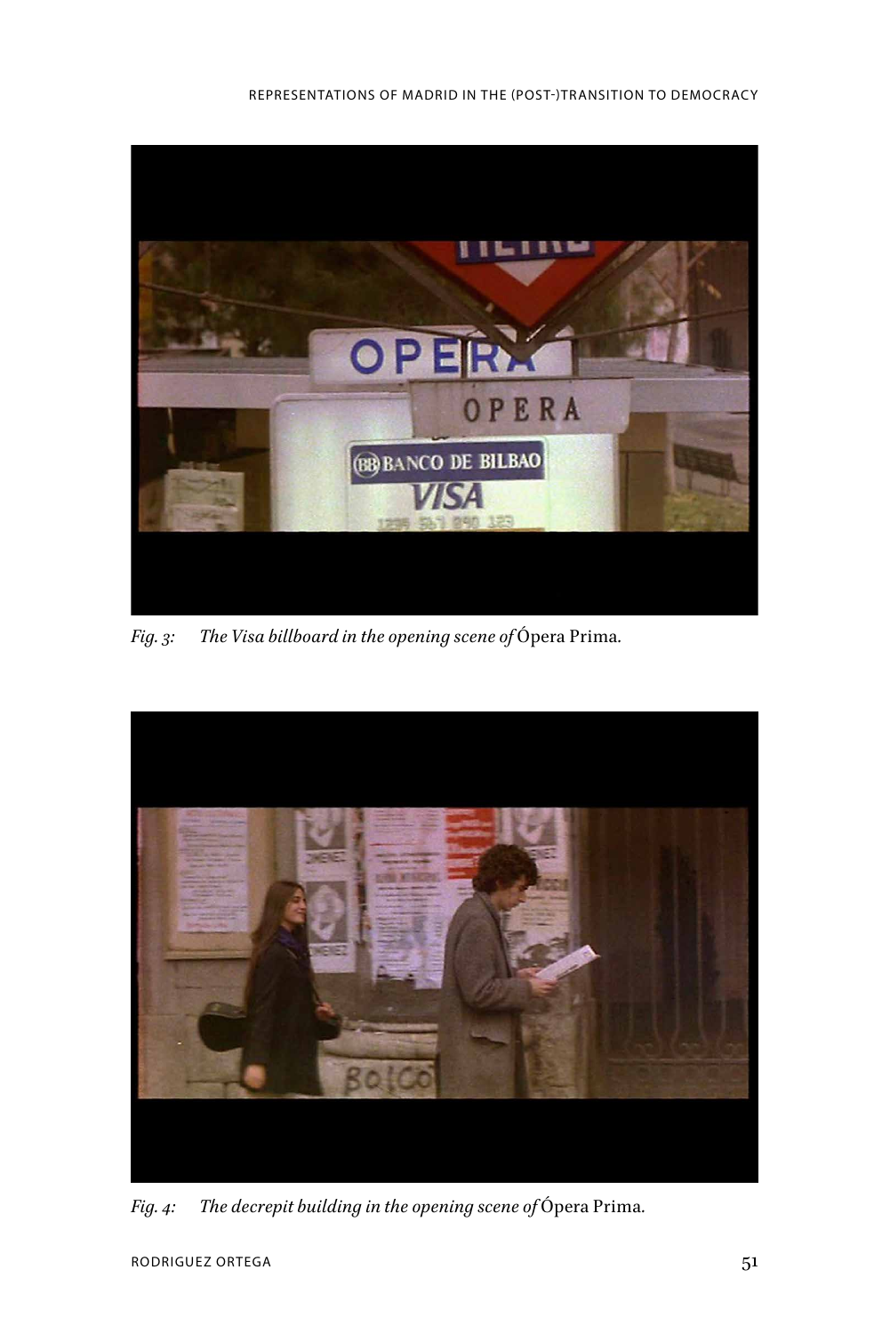Fig. 3: *The Visa billboard in the opening scene of* Ópera Prima.

Fig. 4: *The decrepit building in the opening scene of* Ópera Prima.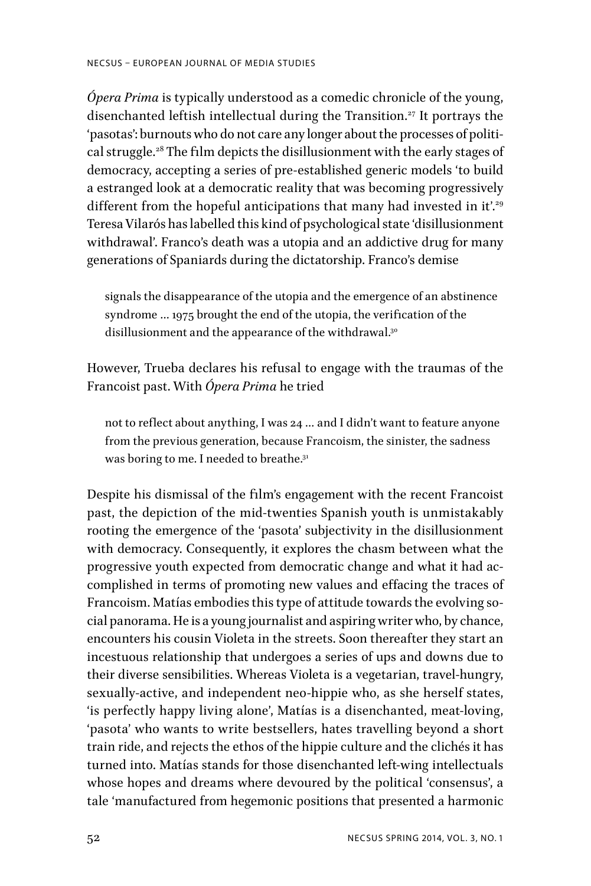*Ópera Prima* is typically understood as a comedic chronicle of the young, disenchanted leftish intellectual during the Transition.[27] It portrays the 'pasotas': burnouts who do not care any longer about the processes of political struggle.[28] The film depicts the disillusionment with the early stages of democracy, accepting a series of pre-established generic models 'to build a estranged look at a democratic reality that was becoming progressively different from the hopeful anticipations that many had invested in it'.[29] Teresa Vilarós has labelled this kind of psychological state 'disillusionment withdrawal'. Franco's death was a utopia and an addictive drug for many generations of Spaniards during the dictatorship. Franco's demise

> signals the disappearance of the utopia and the emergence of an abstinence syndrome … 1975 brought the end of the utopia, the verification of the disillusionment and the appearance of the withdrawal.[30]

However, Trueba declares his refusal to engage with the traumas of the Francoist past. With *Ópera Prima* he tried

> not to reflect about anything, I was 24 … and I didn't want to feature anyone from the previous generation, because Francoism, the sinister, the sadness was boring to me. I needed to breathe.[31]

Despite his dismissal of the film's engagement with the recent Francoist past, the depiction of the mid-twenties Spanish youth is unmistakably rooting the emergence of the 'pasota' subjectivity in the disillusionment with democracy. Consequently, it explores the chasm between what the progressive youth expected from democratic change and what it had accomplished in terms of promoting new values and effacing the traces of Francoism. Matías embodies this type of attitude towards the evolving social panorama. He is a young journalist and aspiring writer who, by chance, encounters his cousin Violeta in the streets. Soon thereafter they start an incestuous relationship that undergoes a series of ups and downs due to their diverse sensibilities. Whereas Violeta is a vegetarian, travel-hungry, sexually-active, and independent neo-hippie who, as she herself states, 'is perfectly happy living alone', Matías is a disenchanted, meat-loving, 'pasota' who wants to write bestsellers, hates travelling beyond a short train ride, and rejects the ethos of the hippie culture and the clichés it has turned into. Matías stands for those disenchanted left-wing intellectuals whose hopes and dreams where devoured by the political 'consensus', a tale 'manufactured from hegemonic positions that presented a harmonic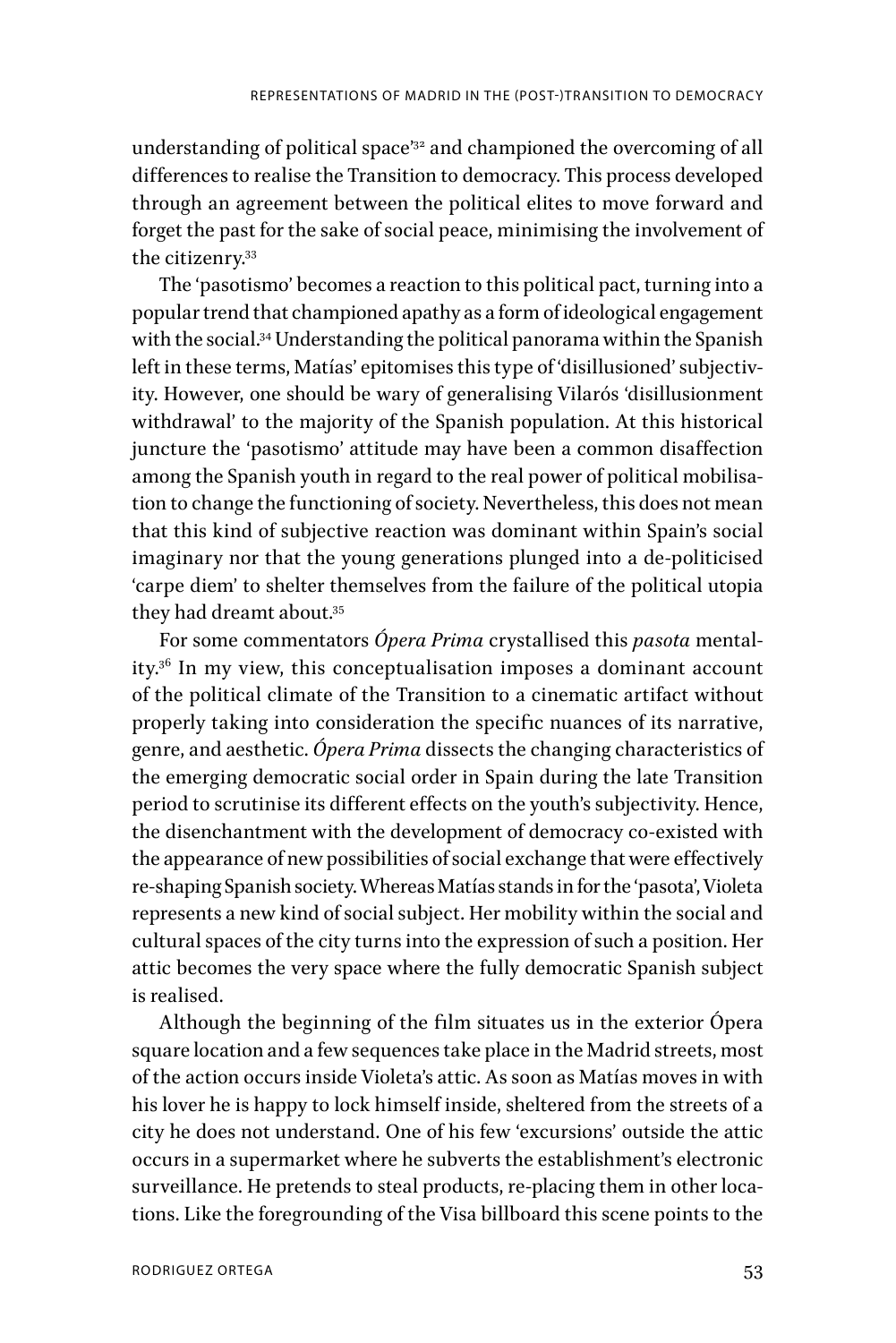understanding of political space'[32] and championed the overcoming of all differences to realise the Transition to democracy. This process developed through an agreement between the political elites to move forward and forget the past for the sake of social peace, minimising the involvement of the citizenry.[33]

The 'pasotismo' becomes a reaction to this political pact, turning into a popular trend that championed apathy as a form of ideological engagement with the social.[34] Understanding the political panorama within the Spanish left in these terms, Matías' epitomises this type of 'disillusioned' subjectivity. However, one should be wary of generalising Vilarós 'disillusionment withdrawal' to the majority of the Spanish population. At this historical juncture the 'pasotismo' attitude may have been a common disaffection among the Spanish youth in regard to the real power of political mobilisation to change the functioning of society. Nevertheless, this does not mean that this kind of subjective reaction was dominant within Spain's social imaginary nor that the young generations plunged into a de-politicised 'carpe diem' to shelter themselves from the failure of the political utopia they had dreamt about.[35]

For some commentators *Ópera Prima* crystallised this *pasota* mentality.[36] In my view, this conceptualisation imposes a dominant account of the political climate of the Transition to a cinematic artifact without properly taking into consideration the specific nuances of its narrative, genre, and aesthetic. *Ópera Prima* dissects the changing characteristics of the emerging democratic social order in Spain during the late Transition period to scrutinise its different effects on the youth's subjectivity. Hence, the disenchantment with the development of democracy co-existed with the appearance of new possibilities of social exchange that were effectively re-shaping Spanish society. Whereas Matías stands in for the 'pasota', Violeta represents a new kind of social subject. Her mobility within the social and cultural spaces of the city turns into the expression of such a position. Her attic becomes the very space where the fully democratic Spanish subject is realised.

Although the beginning of the film situates us in the exterior Ópera square location and a few sequences take place in the Madrid streets, most of the action occurs inside Violeta's attic. As soon as Matías moves in with his lover he is happy to lock himself inside, sheltered from the streets of a city he does not understand. One of his few 'excursions' outside the attic occurs in a supermarket where he subverts the establishment's electronic surveillance. He pretends to steal products, re-placing them in other locations. Like the foregrounding of the Visa billboard this scene points to the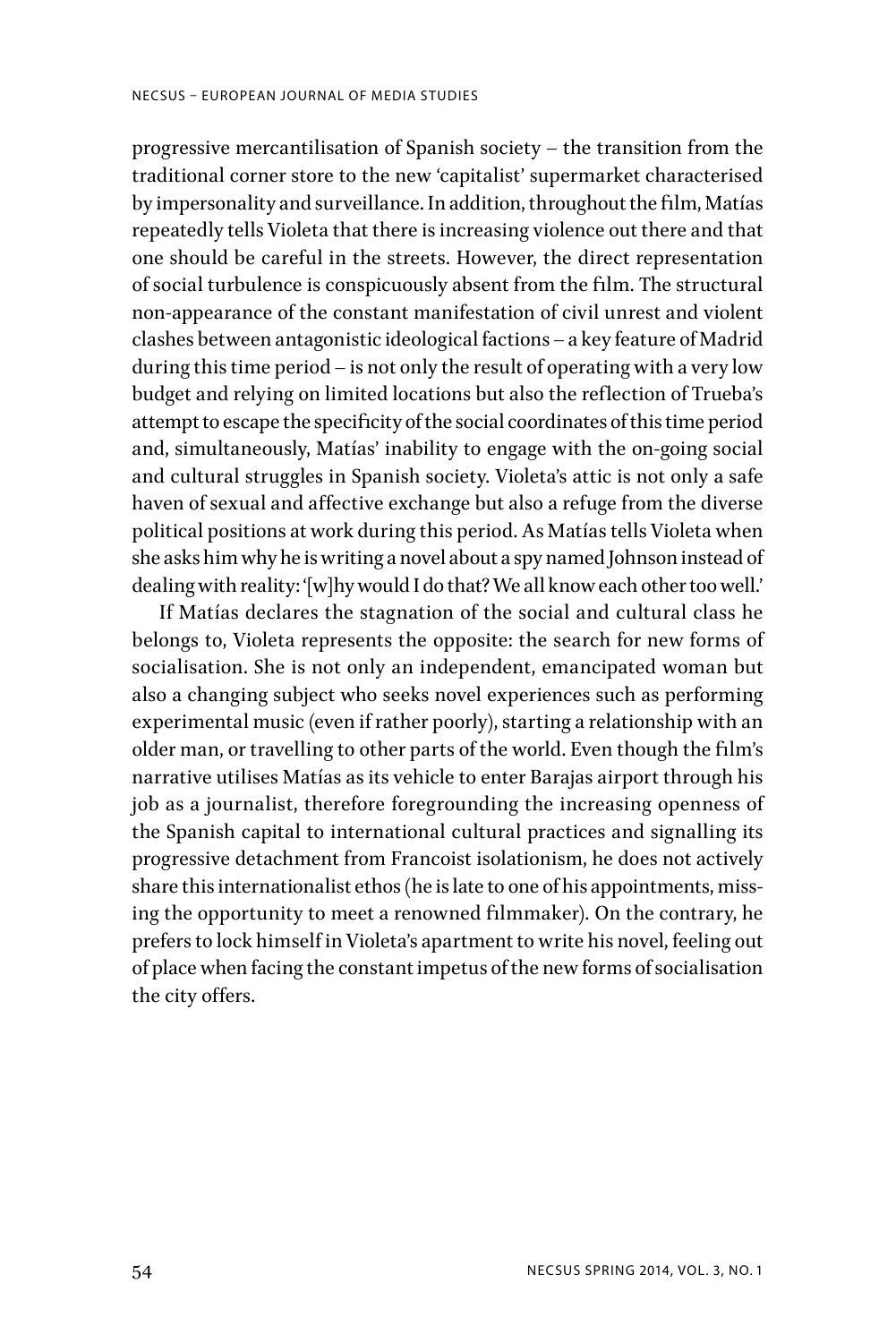progressive mercantilisation of Spanish society – the transition from the traditional corner store to the new 'capitalist' supermarket characterised by impersonality and surveillance. In addition, throughout the film, Matías repeatedly tells Violeta that there is increasing violence out there and that one should be careful in the streets. However, the direct representation of social turbulence is conspicuously absent from the film. The structural non-appearance of the constant manifestation of civil unrest and violent clashes between antagonistic ideological factions – a key feature of Madrid during this time period – is not only the result of operating with a very low budget and relying on limited locations but also the reflection of Trueba's attempt to escape the specificity of the social coordinates of this time period and, simultaneously, Matías' inability to engage with the on-going social and cultural struggles in Spanish society. Violeta's attic is not only a safe haven of sexual and affective exchange but also a refuge from the diverse political positions at work during this period. As Matías tells Violeta when she asks him why he is writing a novel about a spy named Johnson instead of dealing with reality: '[w]hy would I do that? We all know each other too well.'

If Matías declares the stagnation of the social and cultural class he belongs to, Violeta represents the opposite: the search for new forms of socialisation. She is not only an independent, emancipated woman but also a changing subject who seeks novel experiences such as performing experimental music (even if rather poorly), starting a relationship with an older man, or travelling to other parts of the world. Even though the film's narrative utilises Matías as its vehicle to enter Barajas airport through his job as a journalist, therefore foregrounding the increasing openness of the Spanish capital to international cultural practices and signalling its progressive detachment from Francoist isolationism, he does not actively share this internationalist ethos (he is late to one of his appointments, missing the opportunity to meet a renowned filmmaker). On the contrary, he prefers to lock himself in Violeta's apartment to write his novel, feeling out of place when facing the constant impetus of the new forms of socialisation the city offers.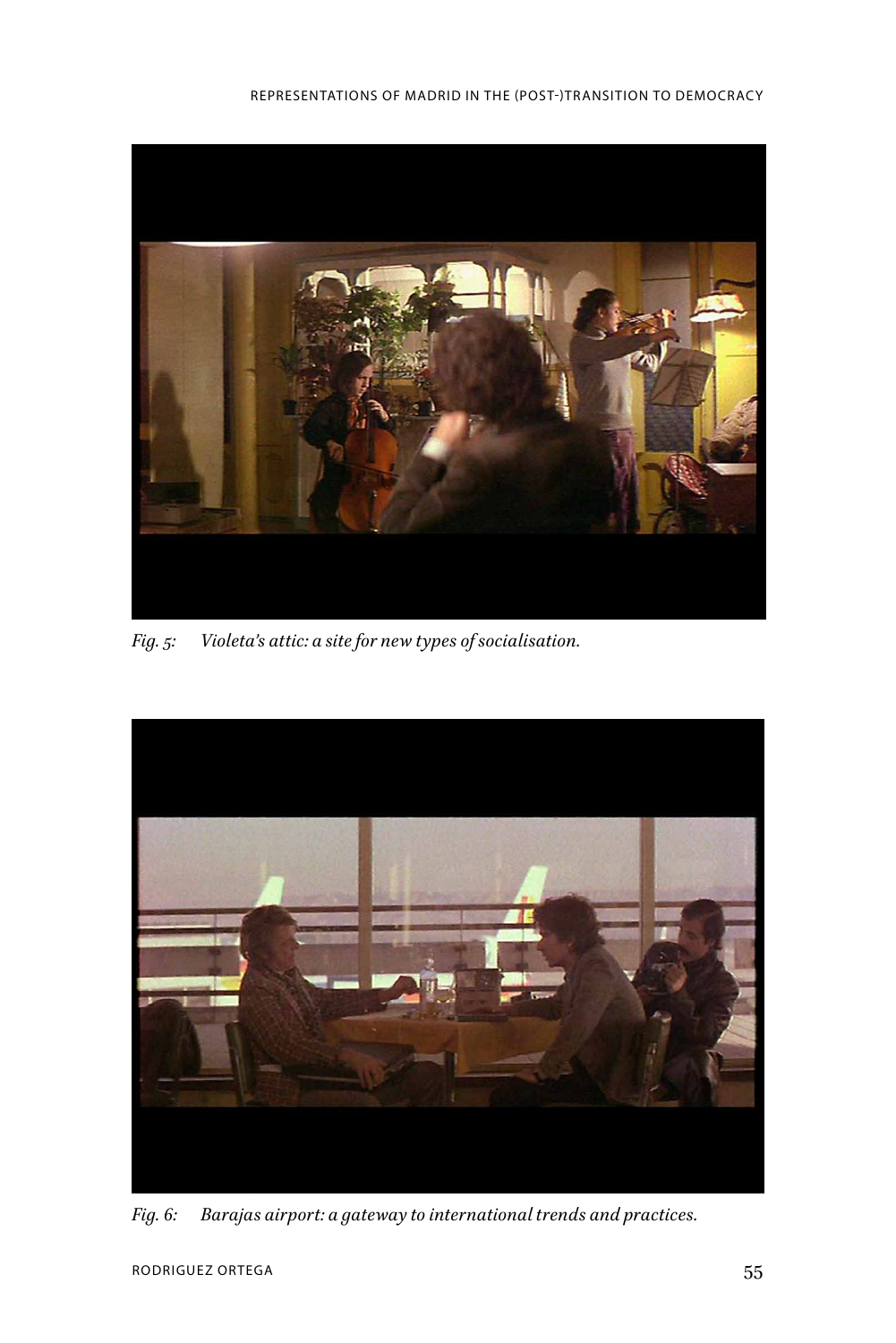*Fig. 5: Violeta's attic: a site for new types of socialisation.*

*Fig. 6: Barajas airport: a gateway to international trends and practices.*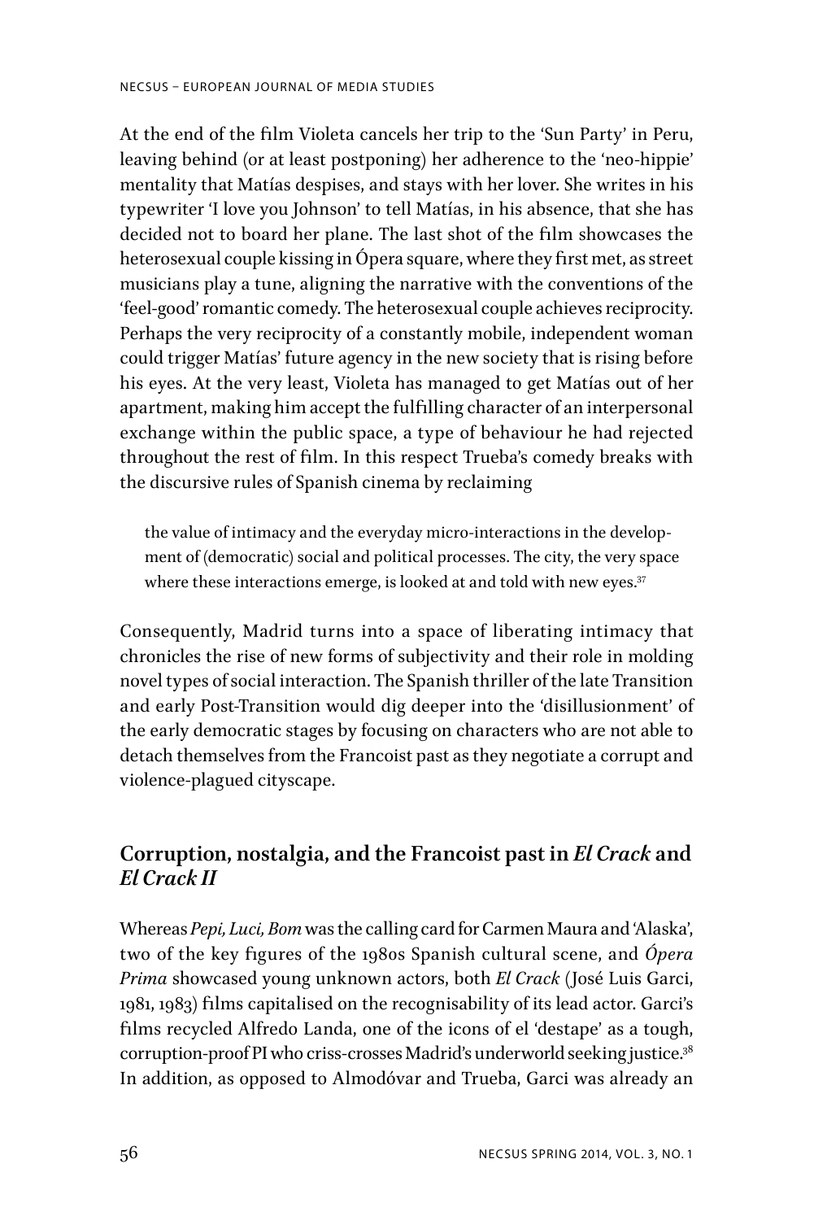At the end of the film Violeta cancels her trip to the 'Sun Party' in Peru, leaving behind (or at least postponing) her adherence to the 'neo-hippie' mentality that Matías despises, and stays with her lover. She writes in his typewriter 'I love you Johnson' to tell Matías, in his absence, that she has decided not to board her plane. The last shot of the film showcases the heterosexual couple kissing in Ópera square, where they first met, as street musicians play a tune, aligning the narrative with the conventions of the 'feel-good' romantic comedy. The heterosexual couple achieves reciprocity. Perhaps the very reciprocity of a constantly mobile, independent woman could trigger Matías' future agency in the new society that is rising before his eyes. At the very least, Violeta has managed to get Matías out of her apartment, making him accept the fulfilling character of an interpersonal exchange within the public space, a type of behaviour he had rejected throughout the rest of film. In this respect Trueba's comedy breaks with the discursive rules of Spanish cinema by reclaiming

> the value of intimacy and the everyday micro-interactions in the development of (democratic) social and political processes. The city, the very space where these interactions emerge, is looked at and told with new eyes.[37]

Consequently, Madrid turns into a space of liberating intimacy that chronicles the rise of new forms of subjectivity and their role in molding novel types of social interaction. The Spanish thriller of the late Transition and early Post-Transition would dig deeper into the 'disillusionment' of the early democratic stages by focusing on characters who are not able to detach themselves from the Francoist past as they negotiate a corrupt and violence-plagued cityscape.

## Corruption, nostalgia, and the Francoist past in *El Crack* and *El Crack II*

Whereas *Pepi, Luci, Bom* was the calling card for Carmen Maura and 'Alaska', two of the key figures of the 1980s Spanish cultural scene, and *Ópera Prima* showcased young unknown actors, both *El Crack* (José Luis Garci, 1981, 1983) films capitalised on the recognisability of its lead actor. Garci's films recycled Alfredo Landa, one of the icons of el 'destape' as a tough, corruption-proof PI who criss-crosses Madrid's underworld seeking justice.[38] In addition, as opposed to Almodóvar and Trueba, Garci was already an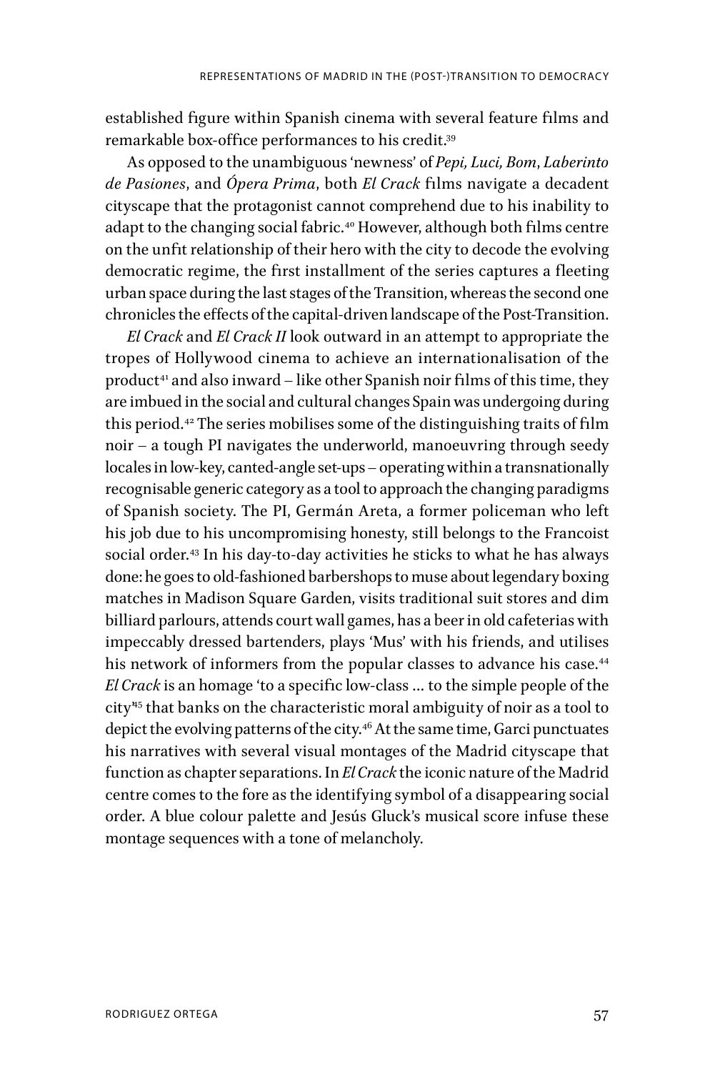established figure within Spanish cinema with several feature films and remarkable box-office performances to his credit.[39]

As opposed to the unambiguous 'newness' of *Pepi, Luci, Bom*, *Laberinto de Pasiones*, and *Ópera Prima*, both *El Crack* films navigate a decadent cityscape that the protagonist cannot comprehend due to his inability to adapt to the changing social fabric.[40] However, although both films centre on the unfit relationship of their hero with the city to decode the evolving democratic regime, the first installment of the series captures a fleeting urban space during the last stages of the Transition, whereas the second one chronicles the effects of the capital-driven landscape of the Post-Transition.

*El Crack* and *El Crack II* look outward in an attempt to appropriate the tropes of Hollywood cinema to achieve an internationalisation of the product[41] and also inward – like other Spanish noir films of this time, they are imbued in the social and cultural changes Spain was undergoing during this period.[42] The series mobilises some of the distinguishing traits of film noir – a tough PI navigates the underworld, manoeuvring through seedy locales in low-key, canted-angle set-ups – operating within a transnationally recognisable generic category as a tool to approach the changing paradigms of Spanish society. The PI, Germán Areta, a former policeman who left his job due to his uncompromising honesty, still belongs to the Francoist social order.[43] In his day-to-day activities he sticks to what he has always done: he goes to old-fashioned barbershops to muse about legendary boxing matches in Madison Square Garden, visits traditional suit stores and dim billiard parlours, attends court wall games, has a beer in old cafeterias with impeccably dressed bartenders, plays 'Mus' with his friends, and utilises his network of informers from the popular classes to advance his case.[44] *El Crack* is an homage 'to a specific low-class … to the simple people of the city'[45] that banks on the characteristic moral ambiguity of noir as a tool to depict the evolving patterns of the city.[46] At the same time, Garci punctuates his narratives with several visual montages of the Madrid cityscape that function as chapter separations. In *El Crack* the iconic nature of the Madrid centre comes to the fore as the identifying symbol of a disappearing social order. A blue colour palette and Jesús Gluck's musical score infuse these montage sequences with a tone of melancholy.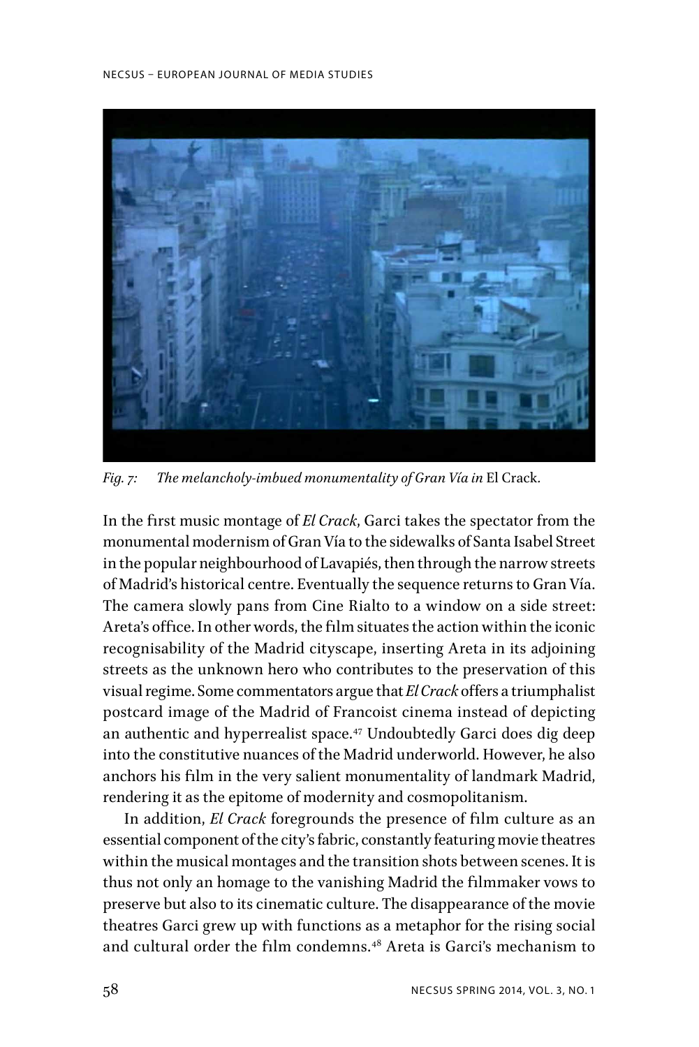*Fig. 7: The melancholy-imbued monumentality of Gran Vía in* El Crack.

In the first music montage of *El Crack*, Garci takes the spectator from the monumental modernism of Gran Vía to the sidewalks of Santa Isabel Street in the popular neighbourhood of Lavapiés, then through the narrow streets of Madrid's historical centre. Eventually the sequence returns to Gran Vía. The camera slowly pans from Cine Rialto to a window on a side street: Areta's office. In other words, the film situates the action within the iconic recognisability of the Madrid cityscape, inserting Areta in its adjoining streets as the unknown hero who contributes to the preservation of this visual regime. Some commentators argue that *El Crack* offers a triumphalist postcard image of the Madrid of Francoist cinema instead of depicting an authentic and hyperrealist space.[47] Undoubtedly Garci does dig deep into the constitutive nuances of the Madrid underworld. However, he also anchors his film in the very salient monumentality of landmark Madrid, rendering it as the epitome of modernity and cosmopolitanism.

In addition, *El Crack* foregrounds the presence of film culture as an essential component of the city's fabric, constantly featuring movie theatres within the musical montages and the transition shots between scenes. It is thus not only an homage to the vanishing Madrid the filmmaker vows to preserve but also to its cinematic culture. The disappearance of the movie theatres Garci grew up with functions as a metaphor for the rising social and cultural order the film condemns.[48] Areta is Garci's mechanism to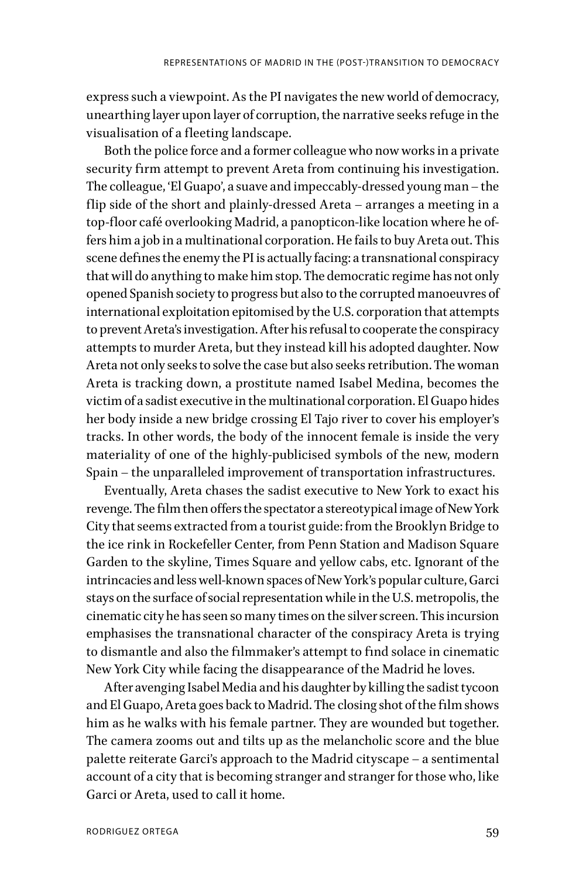express such a viewpoint. As the PI navigates the new world of democracy, unearthing layer upon layer of corruption, the narrative seeks refuge in the visualisation of a fleeting landscape.

Both the police force and a former colleague who now works in a private security firm attempt to prevent Areta from continuing his investigation. The colleague, 'El Guapo', a suave and impeccably-dressed young man – the flip side of the short and plainly-dressed Areta – arranges a meeting in a top-floor café overlooking Madrid, a panopticon-like location where he offers him a job in a multinational corporation. He fails to buy Areta out. This scene defines the enemy the PI is actually facing: a transnational conspiracy that will do anything to make him stop. The democratic regime has not only opened Spanish society to progress but also to the corrupted manoeuvres of international exploitation epitomised by the U.S. corporation that attempts to prevent Areta's investigation. After his refusal to cooperate the conspiracy attempts to murder Areta, but they instead kill his adopted daughter. Now Areta not only seeks to solve the case but also seeks retribution. The woman Areta is tracking down, a prostitute named Isabel Medina, becomes the victim of a sadist executive in the multinational corporation. El Guapo hides her body inside a new bridge crossing El Tajo river to cover his employer's tracks. In other words, the body of the innocent female is inside the very materiality of one of the highly-publicised symbols of the new, modern Spain – the unparalleled improvement of transportation infrastructures.

Eventually, Areta chases the sadist executive to New York to exact his revenge. The film then offers the spectator a stereotypical image of New York City that seems extracted from a tourist guide: from the Brooklyn Bridge to the ice rink in Rockefeller Center, from Penn Station and Madison Square Garden to the skyline, Times Square and yellow cabs, etc. Ignorant of the intrincacies and less well-known spaces of New York's popular culture, Garci stays on the surface of social representation while in the U.S. metropolis, the cinematic city he has seen so many times on the silver screen. This incursion emphasises the transnational character of the conspiracy Areta is trying to dismantle and also the filmmaker's attempt to find solace in cinematic New York City while facing the disappearance of the Madrid he loves.

After avenging Isabel Media and his daughter by killing the sadist tycoon and El Guapo, Areta goes back to Madrid. The closing shot of the film shows him as he walks with his female partner. They are wounded but together. The camera zooms out and tilts up as the melancholic score and the blue palette reiterate Garci's approach to the Madrid cityscape – a sentimental account of a city that is becoming stranger and stranger for those who, like Garci or Areta, used to call it home.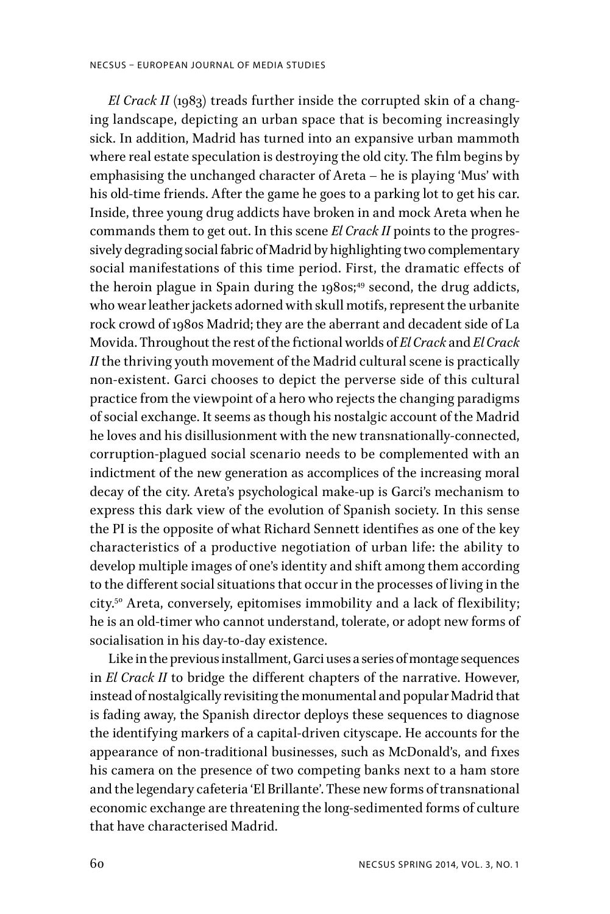*El Crack II* (1983) treads further inside the corrupted skin of a changing landscape, depicting an urban space that is becoming increasingly sick. In addition, Madrid has turned into an expansive urban mammoth where real estate speculation is destroying the old city. The film begins by emphasising the unchanged character of Areta – he is playing 'Mus' with his old-time friends. After the game he goes to a parking lot to get his car. Inside, three young drug addicts have broken in and mock Areta when he commands them to get out. In this scene *El Crack II* points to the progressively degrading social fabric of Madrid by highlighting two complementary social manifestations of this time period. First, the dramatic effects of the heroin plague in Spain during the 1980s;[49] second, the drug addicts, who wear leather jackets adorned with skull motifs, represent the urbanite rock crowd of 1980s Madrid; they are the aberrant and decadent side of La Movida. Throughout the rest of the fictional worlds of *El Crack* and *El Crack II* the thriving youth movement of the Madrid cultural scene is practically non-existent. Garci chooses to depict the perverse side of this cultural practice from the viewpoint of a hero who rejects the changing paradigms of social exchange. It seems as though his nostalgic account of the Madrid he loves and his disillusionment with the new transnationally-connected, corruption-plagued social scenario needs to be complemented with an indictment of the new generation as accomplices of the increasing moral decay of the city. Areta's psychological make-up is Garci's mechanism to express this dark view of the evolution of Spanish society. In this sense the PI is the opposite of what Richard Sennett identifies as one of the key characteristics of a productive negotiation of urban life: the ability to develop multiple images of one's identity and shift among them according to the different social situations that occur in the processes of living in the city.[50] Areta, conversely, epitomises immobility and a lack of flexibility; he is an old-timer who cannot understand, tolerate, or adopt new forms of socialisation in his day-to-day existence.

Like in the previous installment, Garci uses a series of montage sequences in *El Crack II* to bridge the different chapters of the narrative. However, instead of nostalgically revisiting the monumental and popular Madrid that is fading away, the Spanish director deploys these sequences to diagnose the identifying markers of a capital-driven cityscape. He accounts for the appearance of non-traditional businesses, such as McDonald's, and fixes his camera on the presence of two competing banks next to a ham store and the legendary cafeteria 'El Brillante'. These new forms of transnational economic exchange are threatening the long-sedimented forms of culture that have characterised Madrid.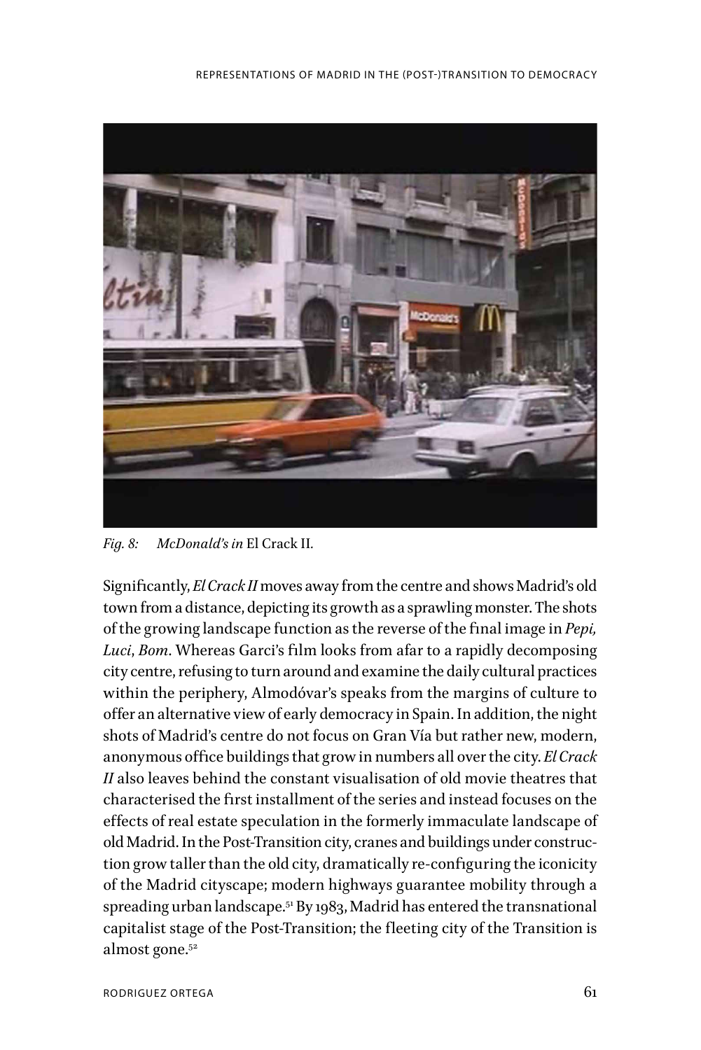*Fig. 8: McDonald's in* El Crack II*.*

Significantly, *El Crack II* moves away from the centre and shows Madrid's old town from a distance, depicting its growth as a sprawling monster. The shots of the growing landscape function as the reverse of the final image in *Pepi, Luci, Bom*. Whereas Garci's film looks from afar to a rapidly decomposing city centre, refusing to turn around and examine the daily cultural practices within the periphery, Almodóvar's speaks from the margins of culture to offer an alternative view of early democracy in Spain. In addition, the night shots of Madrid's centre do not focus on Gran Vía but rather new, modern, anonymous office buildings that grow in numbers all over the city. *El Crack II* also leaves behind the constant visualisation of old movie theatres that characterised the first installment of the series and instead focuses on the effects of real estate speculation in the formerly immaculate landscape of old Madrid. In the Post-Transition city, cranes and buildings under construction grow taller than the old city, dramatically re-configuring the iconicity of the Madrid cityscape; modern highways guarantee mobility through a spreading urban landscape.[51] By 1983, Madrid has entered the transnational capitalist stage of the Post-Transition; the fleeting city of the Transition is almost gone.[52]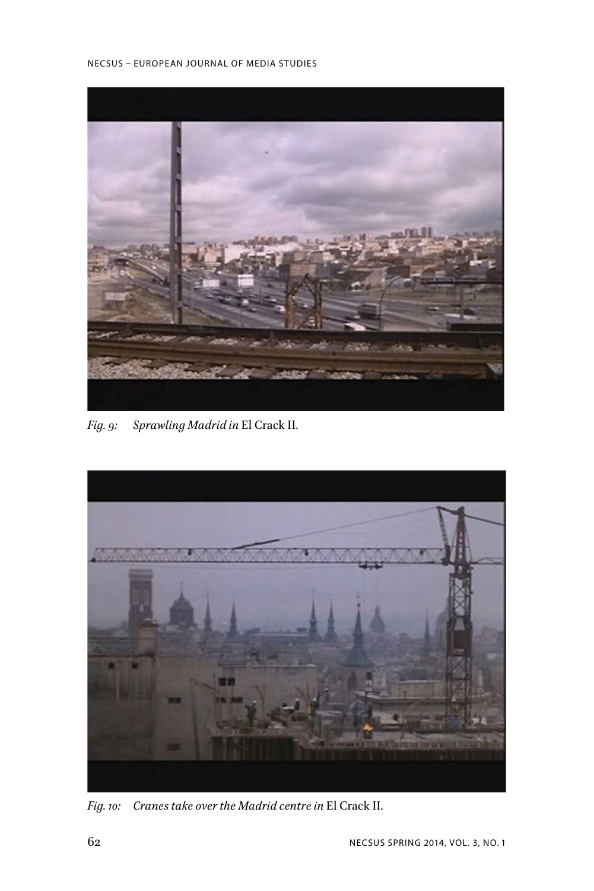*Fig. 9: Sprawling Madrid in* El Crack II.

*Fig. 10: Cranes take over the Madrid centre in* El Crack II.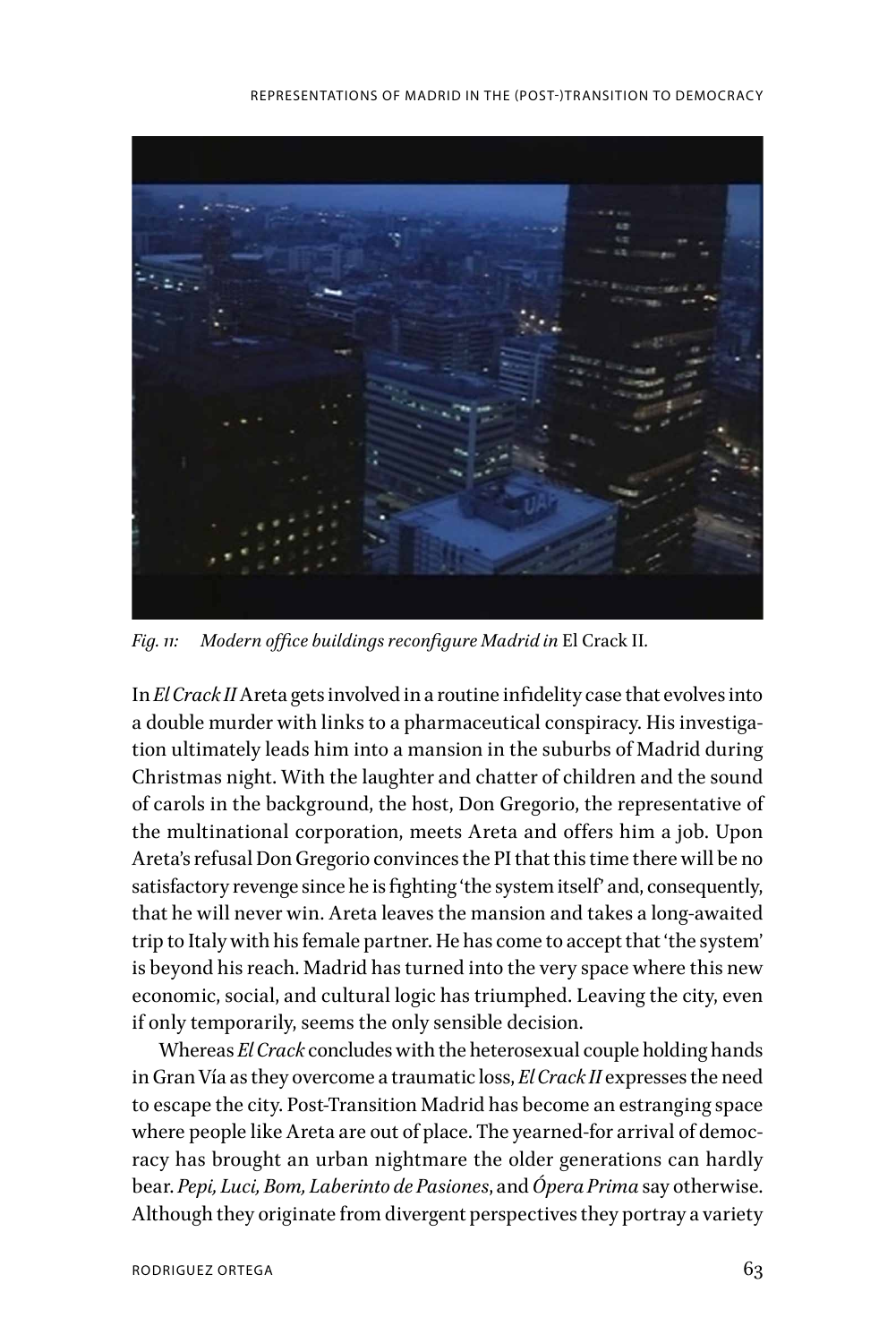*Fig. 11: Modern office buildings reconfigure Madrid in* El Crack II.

In *El Crack II* Areta gets involved in a routine infidelity case that evolves into a double murder with links to a pharmaceutical conspiracy. His investigation ultimately leads him into a mansion in the suburbs of Madrid during Christmas night. With the laughter and chatter of children and the sound of carols in the background, the host, Don Gregorio, the representative of the multinational corporation, meets Areta and offers him a job. Upon Areta's refusal Don Gregorio convinces the PI that this time there will be no satisfactory revenge since he is fighting 'the system itself' and, consequently, that he will never win. Areta leaves the mansion and takes a long-awaited trip to Italy with his female partner. He has come to accept that 'the system' is beyond his reach. Madrid has turned into the very space where this new economic, social, and cultural logic has triumphed. Leaving the city, even if only temporarily, seems the only sensible decision.

Whereas *El Crack* concludes with the heterosexual couple holding hands in Gran Vía as they overcome a traumatic loss, *El Crack II* expresses the need to escape the city. Post-Transition Madrid has become an estranging space where people like Areta are out of place. The yearned-for arrival of democracy has brought an urban nightmare the older generations can hardly bear. *Pepi, Luci, Bom, Laberinto de Pasiones*, and *Ópera Prima* say otherwise. Although they originate from divergent perspectives they portray a variety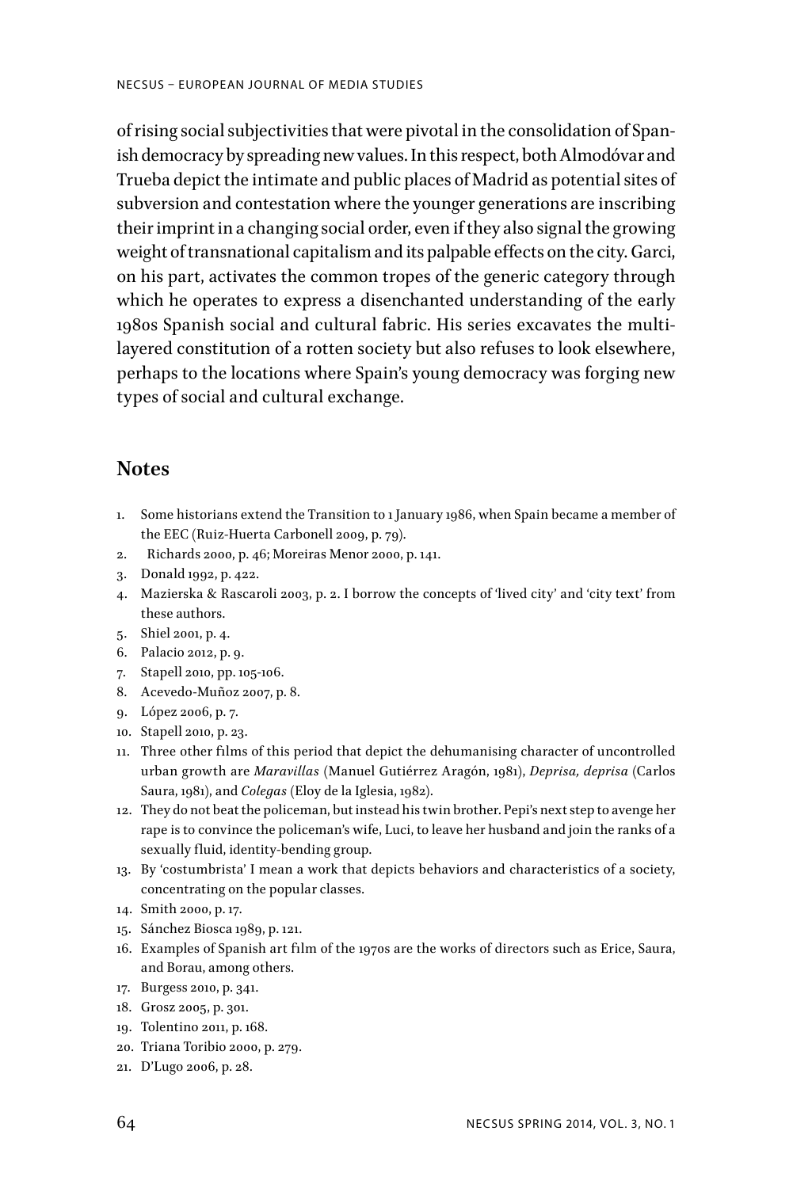of rising social subjectivities that were pivotal in the consolidation of Spanish democracy by spreading new values. In this respect, both Almodóvar and Trueba depict the intimate and public places of Madrid as potential sites of subversion and contestation where the younger generations are inscribing their imprint in a changing social order, even if they also signal the growing weight of transnational capitalism and its palpable effects on the city. Garci, on his part, activates the common tropes of the generic category through which he operates to express a disenchanted understanding of the early 1980s Spanish social and cultural fabric. His series excavates the multi-layered constitution of a rotten society but also refuses to look elsewhere, perhaps to the locations where Spain's young democracy was forging new types of social and cultural exchange.

## Notes

1. Some historians extend the Transition to 1 January 1986, when Spain became a member of the EEC (Ruiz-Huerta Carbonell 2009, p. 79).
2. Richards 2000, p. 46; Moreiras Menor 2000, p. 141.
3. Donald 1992, p. 422.
4. Mazierska & Rascaroli 2003, p. 2. I borrow the concepts of 'lived city' and 'city text' from these authors.
5. Shiel 2001, p. 4.
6. Palacio 2012, p. 9.
7. Stapell 2010, pp. 105-106.
8. Acevedo-Muñoz 2007, p. 8.
9. López 2006, p. 7.
10. Stapell 2010, p. 23.
11. Three other films of this period that depict the dehumanising character of uncontrolled urban growth are *Maravillas* (Manuel Gutiérrez Aragón, 1981), *Deprisa, deprisa* (Carlos Saura, 1981), and *Colegas* (Eloy de la Iglesia, 1982).
12. They do not beat the policeman, but instead his twin brother. Pepi's next step to avenge her rape is to convince the policeman's wife, Luci, to leave her husband and join the ranks of a sexually fluid, identity-bending group.
13. By 'costumbrista' I mean a work that depicts behaviors and characteristics of a society, concentrating on the popular classes.
14. Smith 2000, p. 17.
15. Sánchez Biosca 1989, p. 121.
16. Examples of Spanish art film of the 1970s are the works of directors such as Erice, Saura, and Borau, among others.
17. Burgess 2010, p. 341.
18. Grosz 2005, p. 301.
19. Tolentino 2011, p. 168.
20. Triana Toribio 2000, p. 279.
21. D'Lugo 2006, p. 28.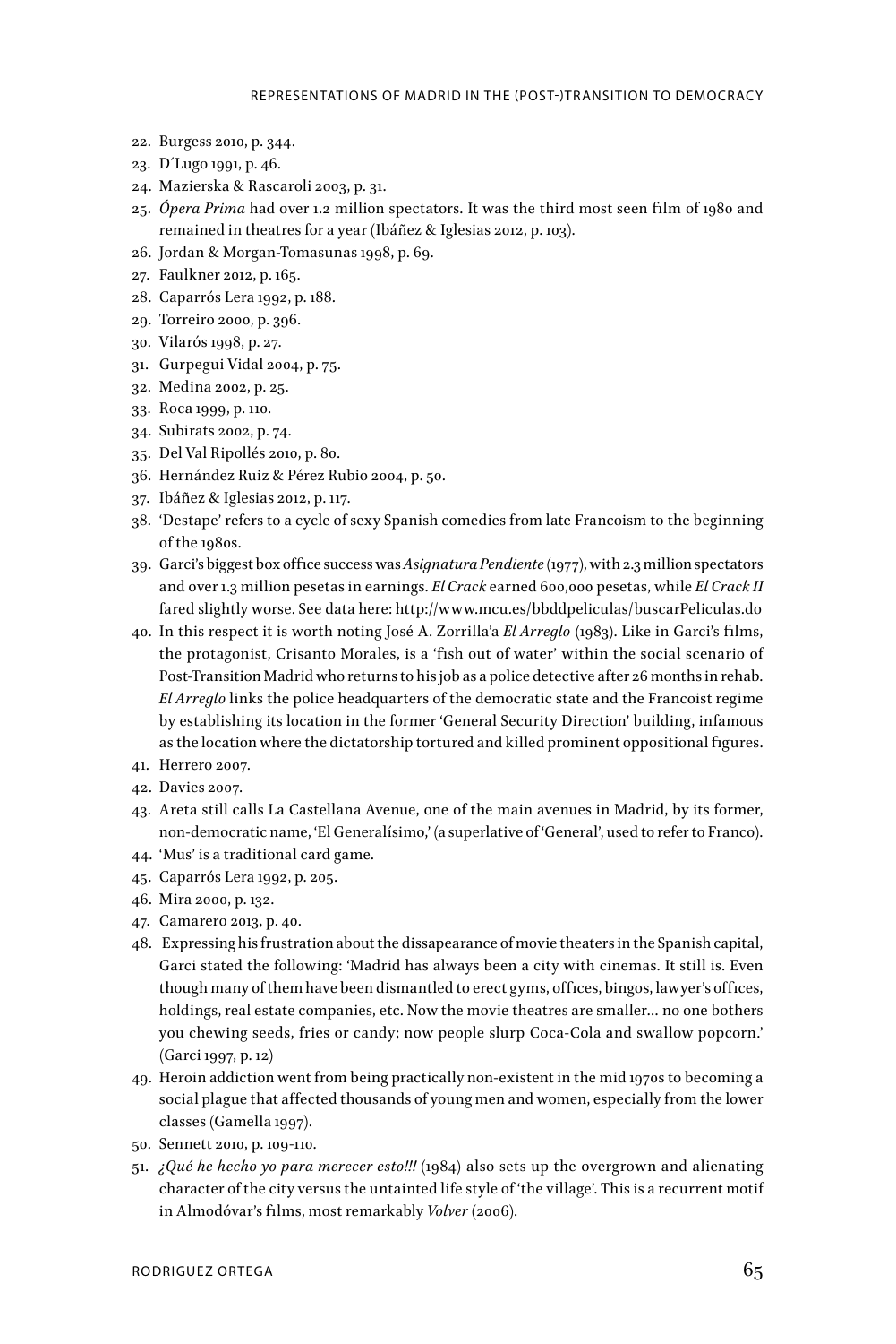22. Burgess 2010, p. 344.
23. D´Lugo 1991, p. 46.
24. Mazierska & Rascaroli 2003, p. 31.
25. *Ópera Prima* had over 1.2 million spectators. It was the third most seen film of 1980 and remained in theatres for a year (Ibáñez & Iglesias 2012, p. 103).
26. Jordan & Morgan-Tomasunas 1998, p. 69.
27. Faulkner 2012, p. 165.
28. Caparrós Lera 1992, p. 188.
29. Torreiro 2000, p. 396.
30. Vilarós 1998, p. 27.
31. Gurpegui Vidal 2004, p. 75.
32. Medina 2002, p. 25.
33. Roca 1999, p. 110.
34. Subirats 2002, p. 74.
35. Del Val Ripollés 2010, p. 80.
36. Hernández Ruiz & Pérez Rubio 2004, p. 50.
37. Ibáñez & Iglesias 2012, p. 117.
38. 'Destape' refers to a cycle of sexy Spanish comedies from late Francoism to the beginning of the 1980s.
39. Garci's biggest box office success was *Asignatura Pendiente* (1977), with 2.3 million spectators and over 1.3 million pesetas in earnings. *El Crack* earned 600,000 pesetas, while *El Crack II* fared slightly worse. See data here: http://www.mcu.es/bbddpeliculas/buscarPeliculas.do
40. In this respect it is worth noting José A. Zorrilla'a *El Arreglo* (1983). Like in Garci's films, the protagonist, Crisanto Morales, is a 'fish out of water' within the social scenario of Post-Transition Madrid who returns to his job as a police detective after 26 months in rehab. *El Arreglo* links the police headquarters of the democratic state and the Francoist regime by establishing its location in the former 'General Security Direction' building, infamous as the location where the dictatorship tortured and killed prominent oppositional figures.
41. Herrero 2007.
42. Davies 2007.
43. Areta still calls La Castellana Avenue, one of the main avenues in Madrid, by its former, non-democratic name, 'El Generalísimo,' (a superlative of 'General', used to refer to Franco).
44. 'Mus' is a traditional card game.
45. Caparrós Lera 1992, p. 205.
46. Mira 2000, p. 132.
47. Camarero 2013, p. 40.
48. Expressing his frustration about the dissapearance of movie theaters in the Spanish capital, Garci stated the following: 'Madrid has always been a city with cinemas. It still is. Even though many of them have been dismantled to erect gyms, offices, bingos, lawyer's offices, holdings, real estate companies, etc. Now the movie theatres are smaller... no one bothers you chewing seeds, fries or candy; now people slurp Coca-Cola and swallow popcorn.' (Garci 1997, p. 12)
49. Heroin addiction went from being practically non-existent in the mid 1970s to becoming a social plague that affected thousands of young men and women, especially from the lower classes (Gamella 1997).
50. Sennett 2010, p. 109-110.
51. *¿Qué he hecho yo para merecer esto!!!* (1984) also sets up the overgrown and alienating character of the city versus the untainted life style of 'the village'. This is a recurrent motif in Almodóvar's films, most remarkably *Volver* (2006).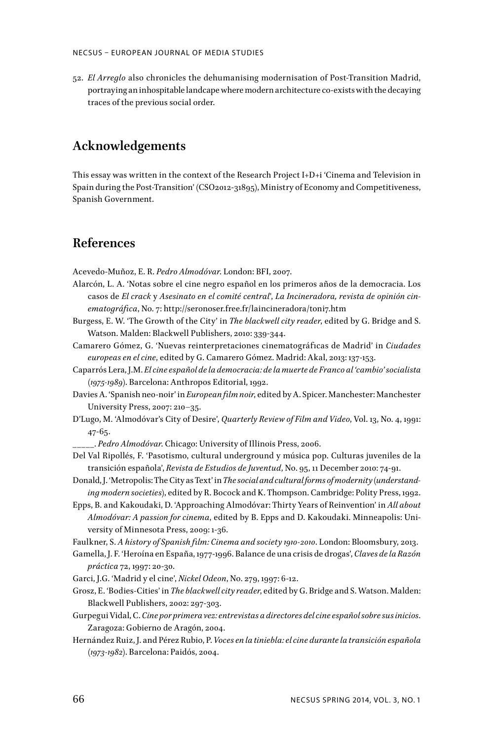52. *El Arreglo* also chronicles the dehumanising modernisation of Post-Transition Madrid, portraying an inhospitable landcape where modern architecture co-exists with the decaying traces of the previous social order.

## Acknowledgements

This essay was written in the context of the Research Project I+D+i 'Cinema and Television in Spain during the Post-Transition' (CSO2012-31895), Ministry of Economy and Competitiveness, Spanish Government.

## References

Acevedo-Muñoz, E. R. *Pedro Almodóvar*. London: BFI, 2007.

Alarcón, L. A. 'Notas sobre el cine negro español en los primeros años de la democracia. Los casos de *El crack* y *Asesinato en el comité central*', *La Incineradora, revista de opinión cinematográfica*, No. 7: http://seronoser.free.fr/laincineradora/toni7.htm

Burgess, E. W. 'The Growth of the City' in *The blackwell city reader*, edited by G. Bridge and S. Watson. Malden: Blackwell Publishers, 2010: 339-344.

Camarero Gómez, G. 'Nuevas reinterpretaciones cinematográficas de Madrid' in *Ciudades europeas en el cine*, edited by G. Camarero Gómez. Madrid: Akal, 2013: 137-153.

Caparrós Lera, J.M. *El cine español de la democracia: de la muerte de Franco al 'cambio' socialista (1975-1989)*. Barcelona: Anthropos Editorial, 1992.

Davies A. 'Spanish neo-noir' in *European film noir*, edited by A. Spicer. Manchester: Manchester University Press, 2007: 210–35.

D'Lugo, M. 'Almodóvar's City of Desire', *Quarterly Review of Film and Video*, Vol. 13, No. 4, 1991: 47-65.

_____. *Pedro Almodóvar*. Chicago: University of Illinois Press, 2006.

Del Val Ripollés, F. 'Pasotismo, cultural underground y música pop. Culturas juveniles de la transición española', *Revista de Estudios de Juventud*, No. 95, 11 December 2010: 74-91.

Donald, J. 'Metropolis: The City as Text' in *The social and cultural forms of modernity (understanding modern societies)*, edited by R. Bocock and K. Thompson. Cambridge: Polity Press, 1992.

Epps, B. and Kakoudaki, D. 'Approaching Almodóvar: Thirty Years of Reinvention' in *All about Almodóvar: A passion for cinema*, edited by B. Epps and D. Kakoudaki. Minneapolis: University of Minnesota Press, 2009: 1-36.

Faulkner, S. *A history of Spanish film: Cinema and society 1910-2010*. London: Bloomsbury, 2013.

Gamella, J. F. 'Heroína en España, 1977-1996. Balance de una crisis de drogas', *Claves de la Razón práctica* 72, 1997: 20-30.

Garci, J.G. 'Madrid y el cine', *Nickel Odeon*, No. 279, 1997: 6-12.

Grosz, E. 'Bodies-Cities' in *The blackwell city reader*, edited by G. Bridge and S. Watson. Malden: Blackwell Publishers, 2002: 297-303.

Gurpegui Vidal, C. *Cine por primera vez: entrevistas a directores del cine español sobre sus inicios*. Zaragoza: Gobierno de Aragón, 2004.

Hernández Ruiz, J. and Pérez Rubio, P. *Voces en la tiniebla: el cine durante la transición española (1973-1982)*. Barcelona: Paidós, 2004.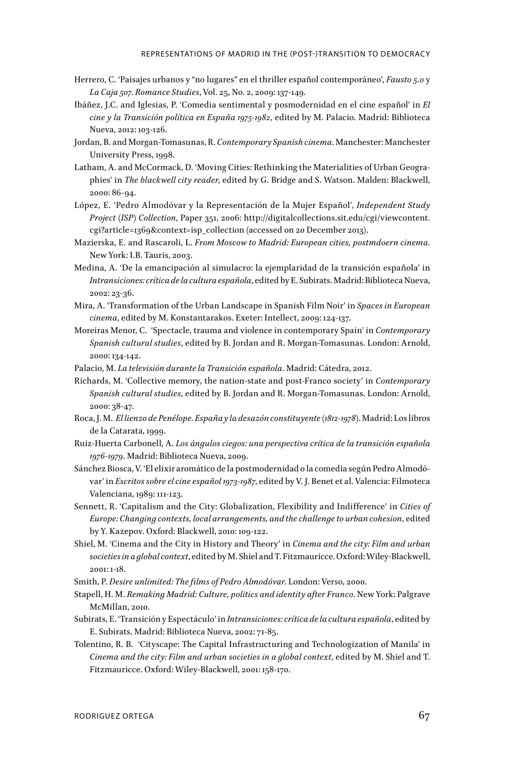Herrero, C. 'Paisajes urbanos y "no lugares" en el thriller español contemporáneo', *Fausto 5.0* y *La Caja 507*. *Romance Studies*, Vol. 25, No. 2, 2009: 137-149.

Ibáñez, J.C. and Iglesias, P. 'Comedia sentimental y posmodernidad en el cine español' in *El cine y la Transición política en España 1975-1982*, edited by M. Palacio. Madrid: Biblioteca Nueva, 2012: 103-126.

Jordan, B. and Morgan-Tomasunas, R. *Contemporary Spanish cinema*. Manchester: Manchester University Press, 1998.

Latham, A. and McCormack, D. 'Moving Cities: Rethinking the Materialities of Urban Geographies' in *The blackwell city reader*, edited by G. Bridge and S. Watson. Malden: Blackwell, 2000: 86-94.

López, E. 'Pedro Almodóvar y la Representación de la Mujer Español', *Independent Study Project (ISP) Collection*, Paper 351, 2006: http://digitalcollections.sit.edu/cgi/viewcontent.cgi?article=1369&context=isp_collection (accessed on 20 December 2013).

Mazierska, E. and Rascaroli, L. *From Moscow to Madrid: European cities, postmdoern cinema*. New York: I.B. Tauris, 2003.

Medina, A. 'De la emancipación al simulacro: la ejemplaridad de la transición española' in *Intransiciones: crítica de la cultura española*, edited by E. Subirats. Madrid: Biblioteca Nueva, 2002: 23-36.

Mira, A. 'Transformation of the Urban Landscape in Spanish Film Noir' in *Spaces in European cinema*, edited by M. Konstantarakos. Exeter: Intellect, 2009: 124-137.

Moreiras Menor, C. 'Spectacle, trauma and violence in contemporary Spain' in *Contemporary Spanish cultural studies*, edited by B. Jordan and R. Morgan-Tomasunas. London: Arnold, 2000: 134-142.

Palacio, M. *La televisión durante la Transición española*. Madrid: Cátedra, 2012.

Richards, M. 'Collective memory, the nation-state and post-Franco society' in *Contemporary Spanish cultural studies*, edited by B. Jordan and R. Morgan-Tomasunas. London: Arnold, 2000: 38-47.

Roca, J. M. *El lienzo de Penélope. España y la desazón constituyente (1812-1978)*. Madrid: Los libros de la Catarata, 1999.

Ruiz-Huerta Carbonell, A. *Los ángulos ciegos: una perspectiva crítica de la transición española 1976-1979*. Madrid: Biblioteca Nueva, 2009.

Sánchez Biosca, V. 'El elixir aromático de la postmodernidad o la comedia según Pedro Almodóvar' in *Escritos sobre el cine español 1973-1987*, edited by V. J. Benet et al. Valencia: Filmoteca Valenciana, 1989: 111-123.

Sennett, R. 'Capitalism and the City: Globalization, Flexibility and Indifference' in *Cities of Europe: Changing contexts, local arrangements, and the challenge to urban cohesion*, edited by Y. Kazepov. Oxford: Blackwell, 2010: 109-122.

Shiel, M. 'Cinema and the City in History and Theory' in *Cinema and the city: Film and urban societies in a global context*, edited by M. Shiel and T. Fitzmauricce. Oxford: Wiley-Blackwell, 2001: 1-18.

Smith, P. *Desire unlimited: The films of Pedro Almodóvar*. London: Verso, 2000.

Stapell, H. M. *Remaking Madrid: Culture, politics and identity after Franco*. New York: Palgrave McMillan, 2010.

Subirats, E. 'Transición y Espectáculo' in *Intransiciones: crítica de la cultura española*, edited by E. Subirats. Madrid: Biblioteca Nueva, 2002: 71-85.

Tolentino, R. B. 'Cityscape: The Capital Infrastructuring and Technologization of Manila' in *Cinema and the city: Film and urban societies in a global context*, edited by M. Shiel and T. Fitzmauricce. Oxford: Wiley-Blackwell, 2001: 158-170.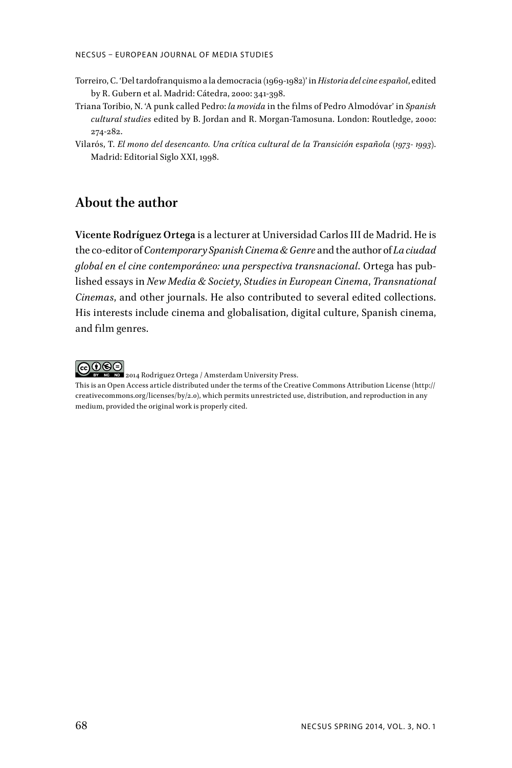Torreiro, C. 'Del tardofranquismo a la democracia (1969-1982)' in *Historia del cine español*, edited by R. Gubern et al. Madrid: Cátedra, 2000: 341-398.

Triana Toribio, N. 'A punk called Pedro: *la movida* in the films of Pedro Almodóvar' in *Spanish cultural studies* edited by B. Jordan and R. Morgan-Tamosuna. London: Routledge, 2000: 274-282.

Vilarós, T. *El mono del desencanto. Una crítica cultural de la Transición española (1973- 1993)*. Madrid: Editorial Siglo XXI, 1998.

## About the author

**Vicente Rodríguez Ortega** is a lecturer at Universidad Carlos III de Madrid. He is the co-editor of *Contemporary Spanish Cinema & Genre* and the author of *La ciudad global en el cine contemporáneo: una perspectiva transnacional*. Ortega has published essays in *New Media & Society*, *Studies in European Cinema*, *Transnational Cinemas*, and other journals. He also contributed to several edited collections. His interests include cinema and globalisation, digital culture, Spanish cinema, and film genres.

2014 Rodriguez Ortega / Amsterdam University Press.

This is an Open Access article distributed under the terms of the Creative Commons Attribution License (http://creativecommons.org/licenses/by/2.0), which permits unrestricted use, distribution, and reproduction in any medium, provided the original work is properly cited.